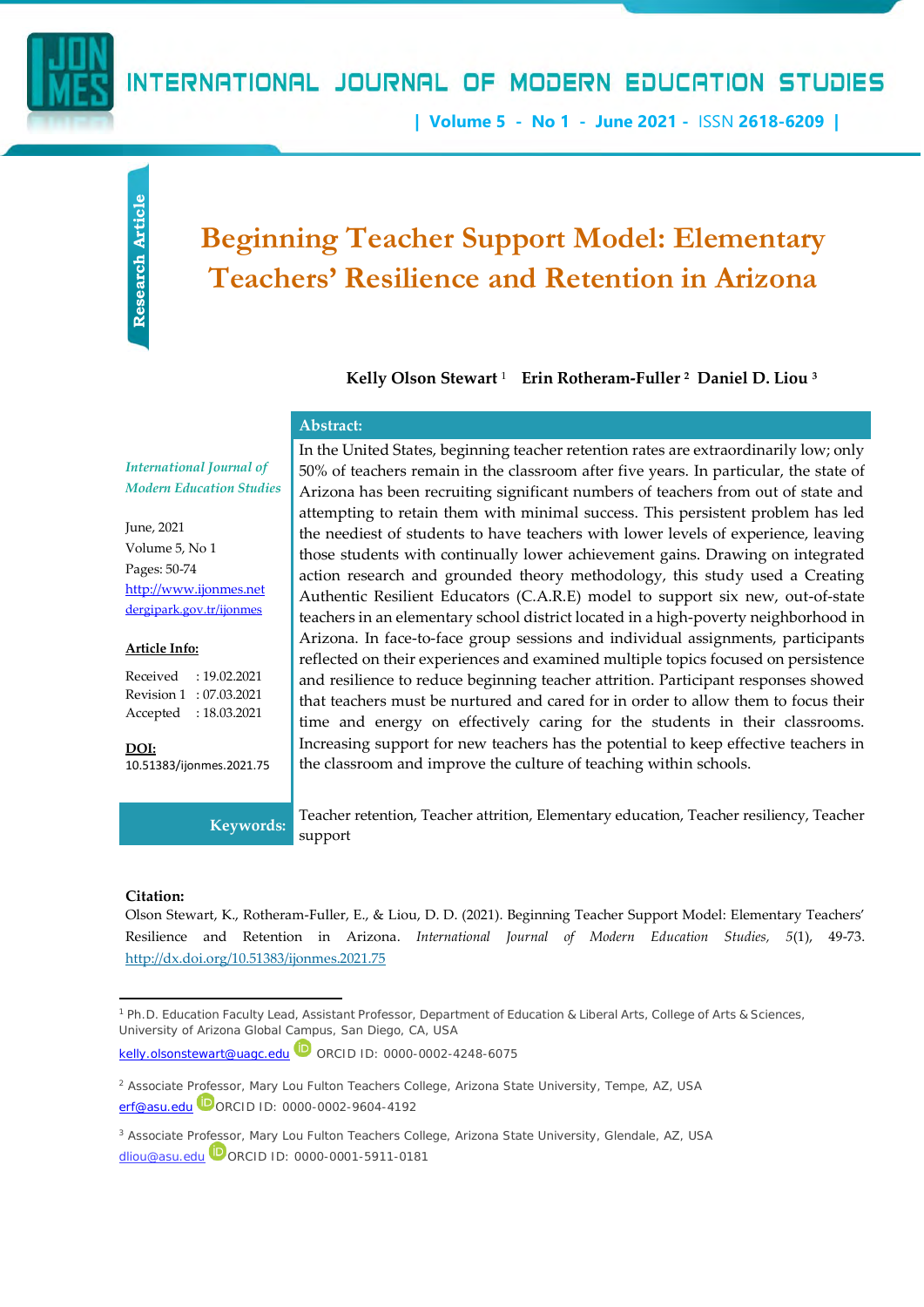Research Article

# Beginning Teacher Support Model: Elementary Teachers' Resilience and Retention in Arizona

**Kelly Olson Stewart** [1] **Erin Rotheram-Fuller** [2] **Daniel D. Liou** [3]

*International Journal of Modern Education Studies*

June, 2021
Volume 5, No 1
Pages: 50-74
http://www.ijonmes.net
dergipark.gov.tr/ijonmes

**Article Info:**

Received : 19.02.2021
Revision 1 : 07.03.2021
Accepted : 18.03.2021

**DOI:**
10.51383/ijonmes.2021.75

**Abstract:**

In the United States, beginning teacher retention rates are extraordinarily low; only 50% of teachers remain in the classroom after five years. In particular, the state of Arizona has been recruiting significant numbers of teachers from out of state and attempting to retain them with minimal success. This persistent problem has led the neediest of students to have teachers with lower levels of experience, leaving those students with continually lower achievement gains. Drawing on integrated action research and grounded theory methodology, this study used a Creating Authentic Resilient Educators (C.A.R.E) model to support six new, out-of-state teachers in an elementary school district located in a high-poverty neighborhood in Arizona. In face-to-face group sessions and individual assignments, participants reflected on their experiences and examined multiple topics focused on persistence and resilience to reduce beginning teacher attrition. Participant responses showed that teachers must be nurtured and cared for in order to allow them to focus their time and energy on effectively caring for the students in their classrooms. Increasing support for new teachers has the potential to keep effective teachers in the classroom and improve the culture of teaching within schools.

**Keywords:** Teacher retention, Teacher attrition, Elementary education, Teacher resiliency, Teacher support

**Citation:**
Olson Stewart, K., Rotheram-Fuller, E., & Liou, D. D. (2021). Beginning Teacher Support Model: Elementary Teachers' Resilience and Retention in Arizona. *International Journal of Modern Education Studies, 5*(1), 49-73. http://dx.doi.org/10.51383/ijonmes.2021.75

---

[1] Ph.D. Education Faculty Lead, Assistant Professor, Department of Education & Liberal Arts, College of Arts & Sciences, University of Arizona Global Campus, San Diego, CA, USA
kelly.olsonstewart@uagc.edu ORCID ID: 0000-0002-4248-6075

[2] Associate Professor, Mary Lou Fulton Teachers College, Arizona State University, Tempe, AZ, USA
erf@asu.edu ORCID ID: 0000-0002-9604-4192

[3] Associate Professor, Mary Lou Fulton Teachers College, Arizona State University, Glendale, AZ, USA
dliou@asu.edu ORCID ID: 0000-0001-5911-0181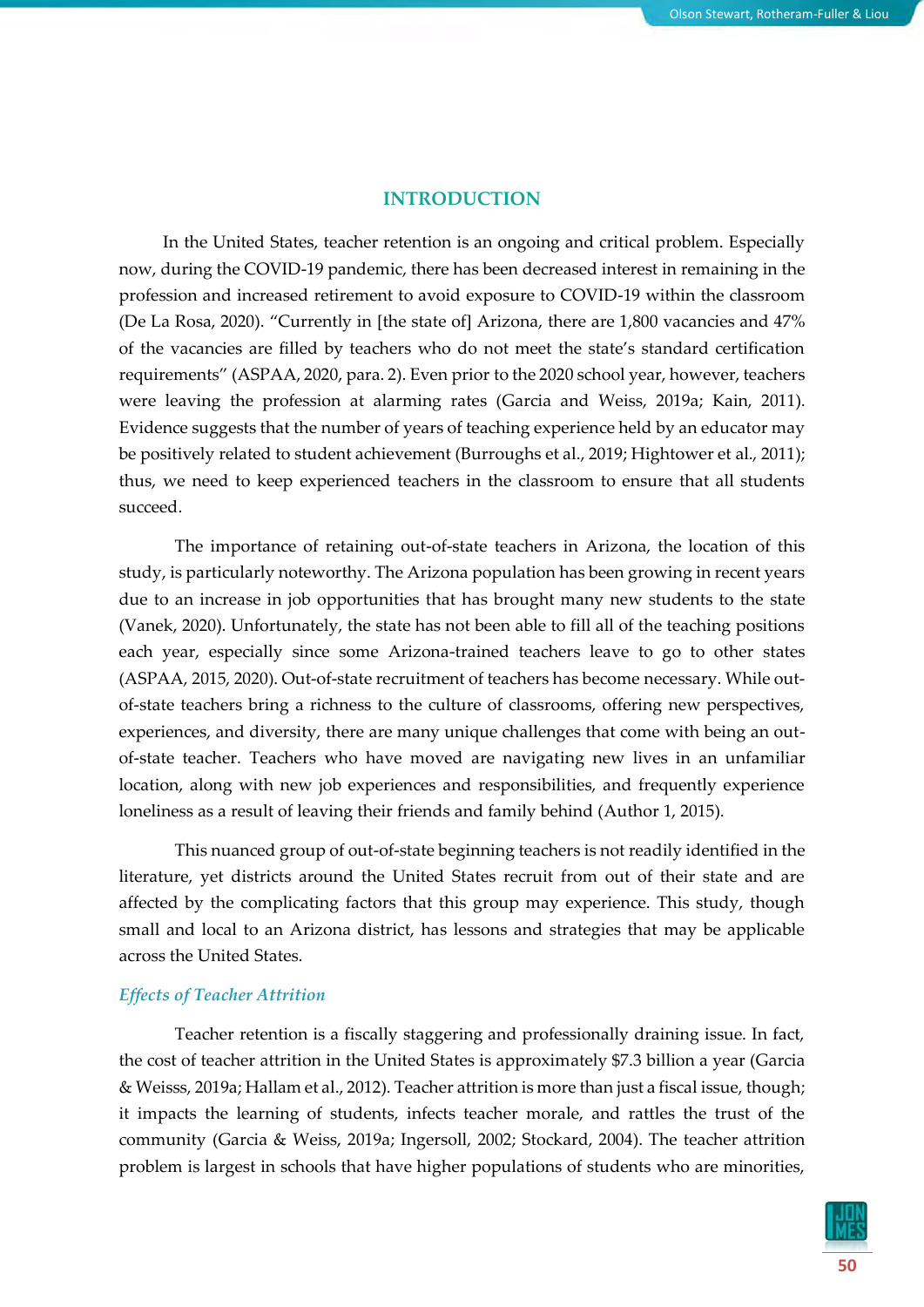## INTRODUCTION

In the United States, teacher retention is an ongoing and critical problem. Especially now, during the COVID-19 pandemic, there has been decreased interest in remaining in the profession and increased retirement to avoid exposure to COVID-19 within the classroom (De La Rosa, 2020). "Currently in [the state of] Arizona, there are 1,800 vacancies and 47% of the vacancies are filled by teachers who do not meet the state's standard certification requirements" (ASPAA, 2020, para. 2). Even prior to the 2020 school year, however, teachers were leaving the profession at alarming rates (Garcia and Weiss, 2019a; Kain, 2011). Evidence suggests that the number of years of teaching experience held by an educator may be positively related to student achievement (Burroughs et al., 2019; Hightower et al., 2011); thus, we need to keep experienced teachers in the classroom to ensure that all students succeed.

The importance of retaining out-of-state teachers in Arizona, the location of this study, is particularly noteworthy. The Arizona population has been growing in recent years due to an increase in job opportunities that has brought many new students to the state (Vanek, 2020). Unfortunately, the state has not been able to fill all of the teaching positions each year, especially since some Arizona-trained teachers leave to go to other states (ASPAA, 2015, 2020). Out-of-state recruitment of teachers has become necessary. While out-of-state teachers bring a richness to the culture of classrooms, offering new perspectives, experiences, and diversity, there are many unique challenges that come with being an out-of-state teacher. Teachers who have moved are navigating new lives in an unfamiliar location, along with new job experiences and responsibilities, and frequently experience loneliness as a result of leaving their friends and family behind (Author 1, 2015).

This nuanced group of out-of-state beginning teachers is not readily identified in the literature, yet districts around the United States recruit from out of their state and are affected by the complicating factors that this group may experience. This study, though small and local to an Arizona district, has lessons and strategies that may be applicable across the United States.

### *Effects of Teacher Attrition*

Teacher retention is a fiscally staggering and professionally draining issue. In fact, the cost of teacher attrition in the United States is approximately $7.3 billion a year (Garcia & Weisss, 2019a; Hallam et al., 2012). Teacher attrition is more than just a fiscal issue, though; it impacts the learning of students, infects teacher morale, and rattles the trust of the community (Garcia & Weiss, 2019a; Ingersoll, 2002; Stockard, 2004). The teacher attrition problem is largest in schools that have higher populations of students who are minorities,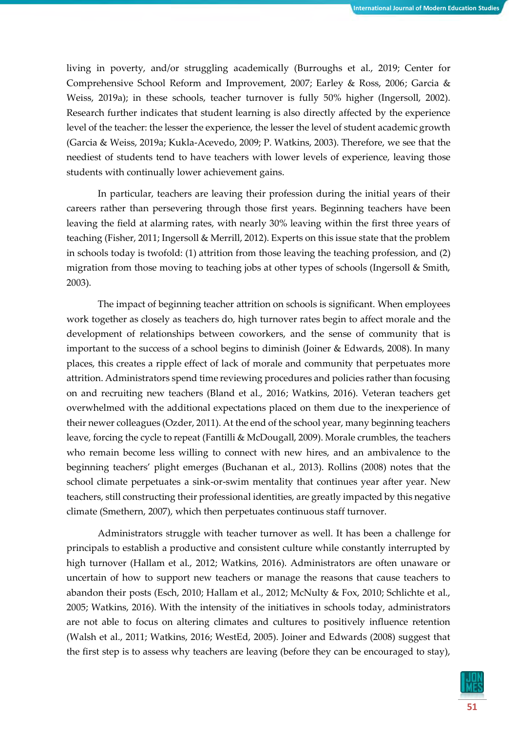living in poverty, and/or struggling academically (Burroughs et al., 2019; Center for Comprehensive School Reform and Improvement, 2007; Earley & Ross, 2006; Garcia & Weiss, 2019a); in these schools, teacher turnover is fully 50% higher (Ingersoll, 2002). Research further indicates that student learning is also directly affected by the experience level of the teacher: the lesser the experience, the lesser the level of student academic growth (Garcia & Weiss, 2019a; Kukla-Acevedo, 2009; P. Watkins, 2003). Therefore, we see that the neediest of students tend to have teachers with lower levels of experience, leaving those students with continually lower achievement gains.

In particular, teachers are leaving their profession during the initial years of their careers rather than persevering through those first years. Beginning teachers have been leaving the field at alarming rates, with nearly 30% leaving within the first three years of teaching (Fisher, 2011; Ingersoll & Merrill, 2012). Experts on this issue state that the problem in schools today is twofold: (1) attrition from those leaving the teaching profession, and (2) migration from those moving to teaching jobs at other types of schools (Ingersoll & Smith, 2003).

The impact of beginning teacher attrition on schools is significant. When employees work together as closely as teachers do, high turnover rates begin to affect morale and the development of relationships between coworkers, and the sense of community that is important to the success of a school begins to diminish (Joiner & Edwards, 2008). In many places, this creates a ripple effect of lack of morale and community that perpetuates more attrition. Administrators spend time reviewing procedures and policies rather than focusing on and recruiting new teachers (Bland et al., 2016; Watkins, 2016). Veteran teachers get overwhelmed with the additional expectations placed on them due to the inexperience of their newer colleagues (Ozder, 2011). At the end of the school year, many beginning teachers leave, forcing the cycle to repeat (Fantilli & McDougall, 2009). Morale crumbles, the teachers who remain become less willing to connect with new hires, and an ambivalence to the beginning teachers' plight emerges (Buchanan et al., 2013). Rollins (2008) notes that the school climate perpetuates a sink-or-swim mentality that continues year after year. New teachers, still constructing their professional identities, are greatly impacted by this negative climate (Smethern, 2007), which then perpetuates continuous staff turnover.

Administrators struggle with teacher turnover as well. It has been a challenge for principals to establish a productive and consistent culture while constantly interrupted by high turnover (Hallam et al., 2012; Watkins, 2016). Administrators are often unaware or uncertain of how to support new teachers or manage the reasons that cause teachers to abandon their posts (Esch, 2010; Hallam et al., 2012; McNulty & Fox, 2010; Schlichte et al., 2005; Watkins, 2016). With the intensity of the initiatives in schools today, administrators are not able to focus on altering climates and cultures to positively influence retention (Walsh et al., 2011; Watkins, 2016; WestEd, 2005). Joiner and Edwards (2008) suggest that the first step is to assess why teachers are leaving (before they can be encouraged to stay),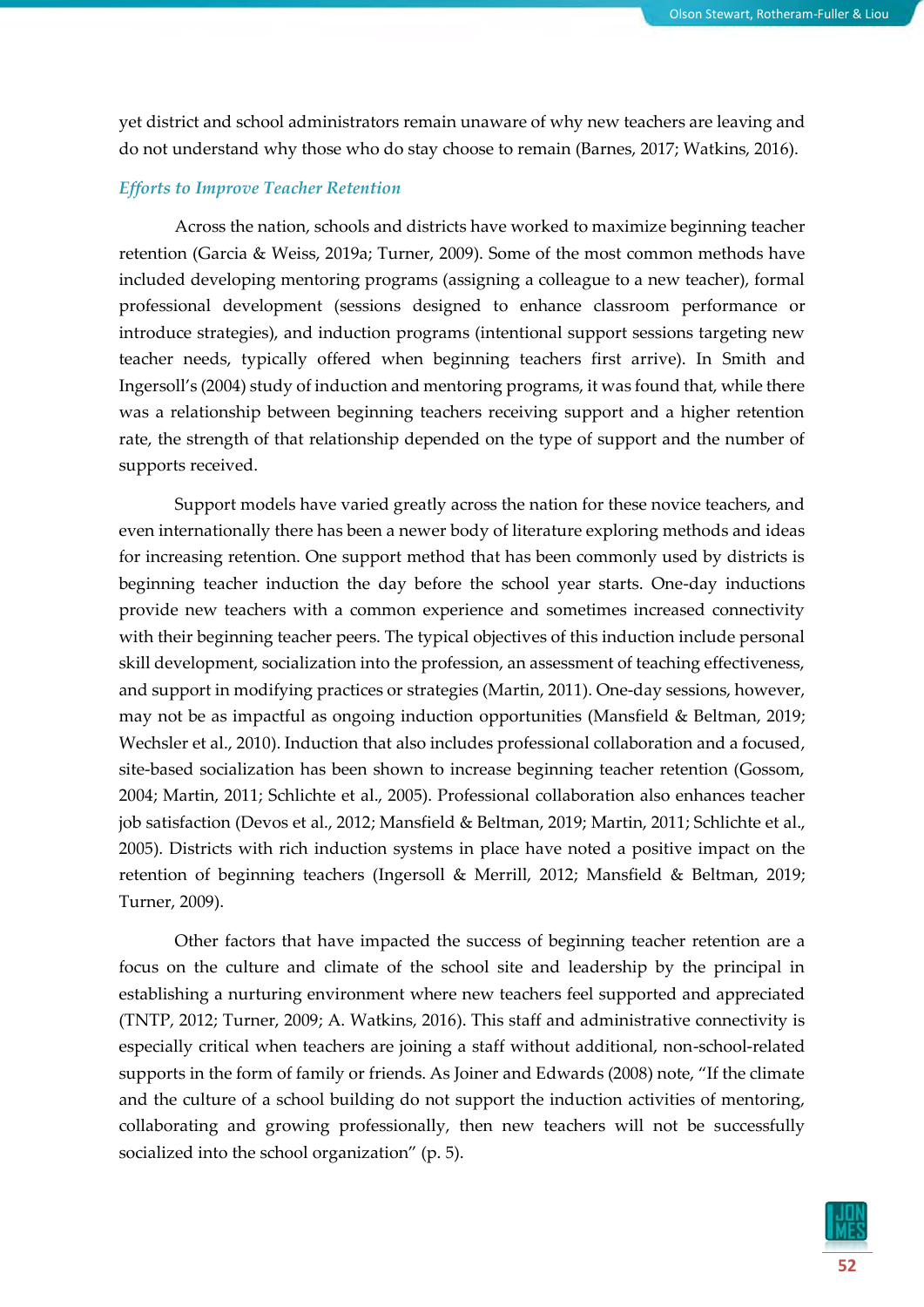yet district and school administrators remain unaware of why new teachers are leaving and do not understand why those who do stay choose to remain (Barnes, 2017; Watkins, 2016).

### *Efforts to Improve Teacher Retention*

Across the nation, schools and districts have worked to maximize beginning teacher retention (Garcia & Weiss, 2019a; Turner, 2009). Some of the most common methods have included developing mentoring programs (assigning a colleague to a new teacher), formal professional development (sessions designed to enhance classroom performance or introduce strategies), and induction programs (intentional support sessions targeting new teacher needs, typically offered when beginning teachers first arrive). In Smith and Ingersoll's (2004) study of induction and mentoring programs, it was found that, while there was a relationship between beginning teachers receiving support and a higher retention rate, the strength of that relationship depended on the type of support and the number of supports received.

Support models have varied greatly across the nation for these novice teachers, and even internationally there has been a newer body of literature exploring methods and ideas for increasing retention. One support method that has been commonly used by districts is beginning teacher induction the day before the school year starts. One-day inductions provide new teachers with a common experience and sometimes increased connectivity with their beginning teacher peers. The typical objectives of this induction include personal skill development, socialization into the profession, an assessment of teaching effectiveness, and support in modifying practices or strategies (Martin, 2011). One-day sessions, however, may not be as impactful as ongoing induction opportunities (Mansfield & Beltman, 2019; Wechsler et al., 2010). Induction that also includes professional collaboration and a focused, site-based socialization has been shown to increase beginning teacher retention (Gossom, 2004; Martin, 2011; Schlichte et al., 2005). Professional collaboration also enhances teacher job satisfaction (Devos et al., 2012; Mansfield & Beltman, 2019; Martin, 2011; Schlichte et al., 2005). Districts with rich induction systems in place have noted a positive impact on the retention of beginning teachers (Ingersoll & Merrill, 2012; Mansfield & Beltman, 2019; Turner, 2009).

Other factors that have impacted the success of beginning teacher retention are a focus on the culture and climate of the school site and leadership by the principal in establishing a nurturing environment where new teachers feel supported and appreciated (TNTP, 2012; Turner, 2009; A. Watkins, 2016). This staff and administrative connectivity is especially critical when teachers are joining a staff without additional, non-school-related supports in the form of family or friends. As Joiner and Edwards (2008) note, "If the climate and the culture of a school building do not support the induction activities of mentoring, collaborating and growing professionally, then new teachers will not be successfully socialized into the school organization" (p. 5).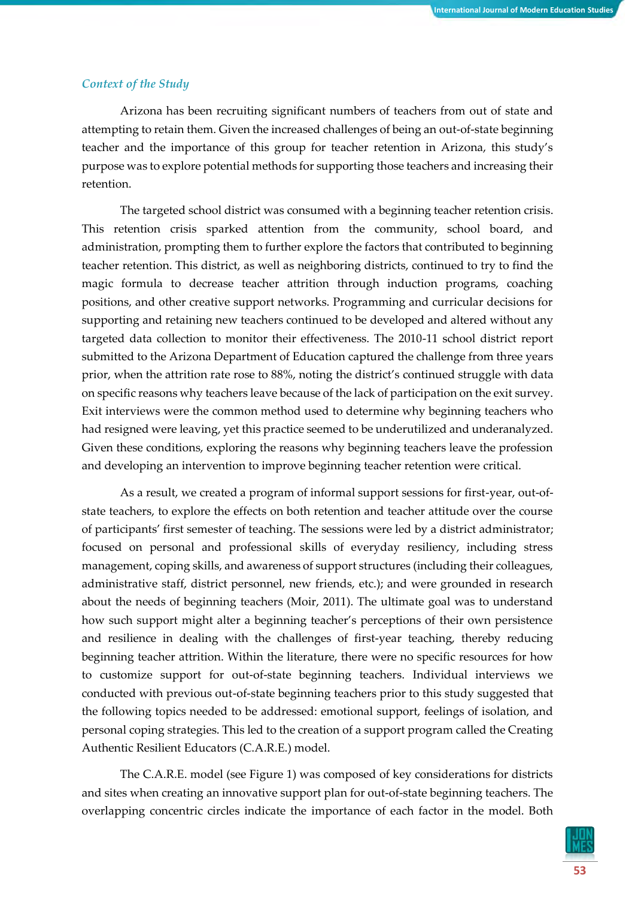### *Context of the Study*

Arizona has been recruiting significant numbers of teachers from out of state and attempting to retain them. Given the increased challenges of being an out-of-state beginning teacher and the importance of this group for teacher retention in Arizona, this study's purpose was to explore potential methods for supporting those teachers and increasing their retention.

The targeted school district was consumed with a beginning teacher retention crisis. This retention crisis sparked attention from the community, school board, and administration, prompting them to further explore the factors that contributed to beginning teacher retention. This district, as well as neighboring districts, continued to try to find the magic formula to decrease teacher attrition through induction programs, coaching positions, and other creative support networks. Programming and curricular decisions for supporting and retaining new teachers continued to be developed and altered without any targeted data collection to monitor their effectiveness. The 2010-11 school district report submitted to the Arizona Department of Education captured the challenge from three years prior, when the attrition rate rose to 88%, noting the district's continued struggle with data on specific reasons why teachers leave because of the lack of participation on the exit survey. Exit interviews were the common method used to determine why beginning teachers who had resigned were leaving, yet this practice seemed to be underutilized and underanalyzed. Given these conditions, exploring the reasons why beginning teachers leave the profession and developing an intervention to improve beginning teacher retention were critical.

As a result, we created a program of informal support sessions for first-year, out-of-state teachers, to explore the effects on both retention and teacher attitude over the course of participants' first semester of teaching. The sessions were led by a district administrator; focused on personal and professional skills of everyday resiliency, including stress management, coping skills, and awareness of support structures (including their colleagues, administrative staff, district personnel, new friends, etc.); and were grounded in research about the needs of beginning teachers (Moir, 2011). The ultimate goal was to understand how such support might alter a beginning teacher's perceptions of their own persistence and resilience in dealing with the challenges of first-year teaching, thereby reducing beginning teacher attrition. Within the literature, there were no specific resources for how to customize support for out-of-state beginning teachers. Individual interviews we conducted with previous out-of-state beginning teachers prior to this study suggested that the following topics needed to be addressed: emotional support, feelings of isolation, and personal coping strategies. This led to the creation of a support program called the Creating Authentic Resilient Educators (C.A.R.E.) model.

The C.A.R.E. model (see Figure 1) was composed of key considerations for districts and sites when creating an innovative support plan for out-of-state beginning teachers. The overlapping concentric circles indicate the importance of each factor in the model. Both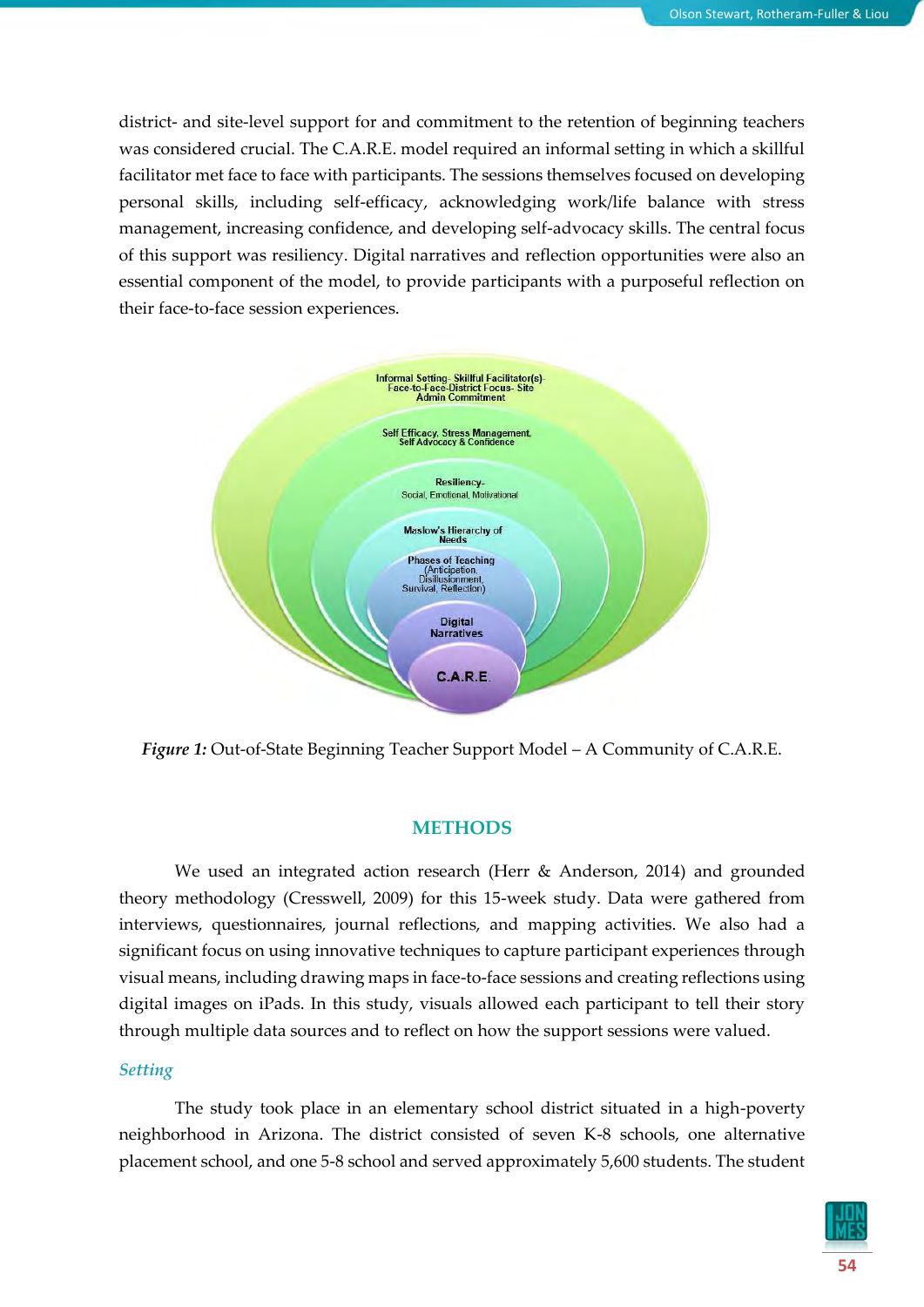district- and site-level support for and commitment to the retention of beginning teachers was considered crucial. The C.A.R.E. model required an informal setting in which a skillful facilitator met face to face with participants. The sessions themselves focused on developing personal skills, including self-efficacy, acknowledging work/life balance with stress management, increasing confidence, and developing self-advocacy skills. The central focus of this support was resiliency. Digital narratives and reflection opportunities were also an essential component of the model, to provide participants with a purposeful reflection on their face-to-face session experiences.

Informal Setting- Skillful Facilitator(s)- Face-to-Face-District Focus- Site Admin Commitment

Self Efficacy, Stress Management, Self Advocacy & Confidence

Resiliency- Social, Emotional, Motivational

Maslow's Hierarchy of Needs

Phases of Teaching (Anticipation, Disillusionment, Survival, Reflection)

Digital Narratives

C.A.R.E.

***Figure 1:*** Out-of-State Beginning Teacher Support Model – A Community of C.A.R.E.

## METHODS

We used an integrated action research (Herr & Anderson, 2014) and grounded theory methodology (Cresswell, 2009) for this 15-week study. Data were gathered from interviews, questionnaires, journal reflections, and mapping activities. We also had a significant focus on using innovative techniques to capture participant experiences through visual means, including drawing maps in face-to-face sessions and creating reflections using digital images on iPads. In this study, visuals allowed each participant to tell their story through multiple data sources and to reflect on how the support sessions were valued.

### *Setting*

The study took place in an elementary school district situated in a high-poverty neighborhood in Arizona. The district consisted of seven K-8 schools, one alternative placement school, and one 5-8 school and served approximately 5,600 students. The student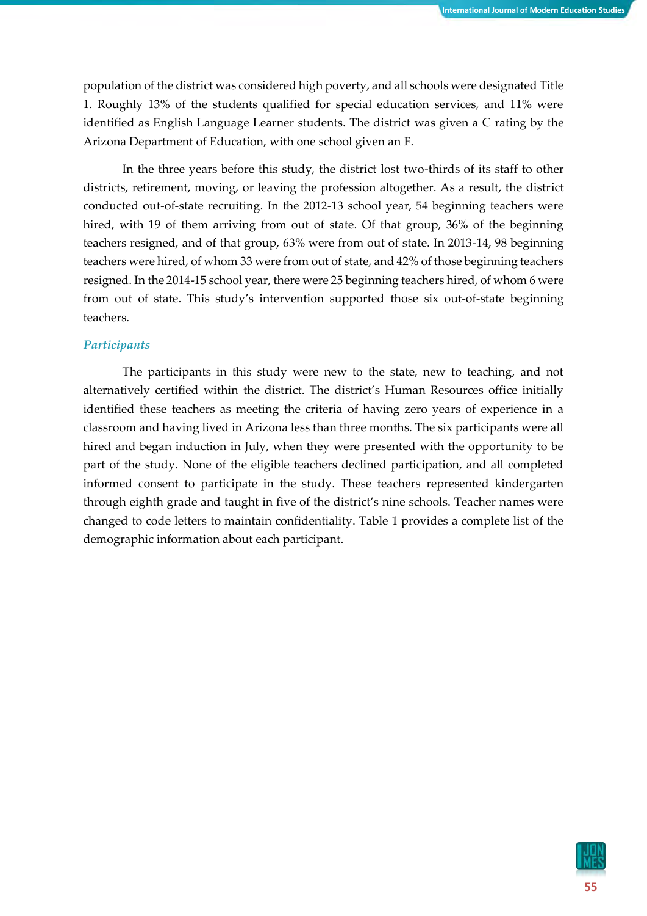population of the district was considered high poverty, and all schools were designated Title 1. Roughly 13% of the students qualified for special education services, and 11% were identified as English Language Learner students. The district was given a C rating by the Arizona Department of Education, with one school given an F.

In the three years before this study, the district lost two-thirds of its staff to other districts, retirement, moving, or leaving the profession altogether. As a result, the district conducted out-of-state recruiting. In the 2012-13 school year, 54 beginning teachers were hired, with 19 of them arriving from out of state. Of that group, 36% of the beginning teachers resigned, and of that group, 63% were from out of state. In 2013-14, 98 beginning teachers were hired, of whom 33 were from out of state, and 42% of those beginning teachers resigned. In the 2014-15 school year, there were 25 beginning teachers hired, of whom 6 were from out of state. This study's intervention supported those six out-of-state beginning teachers.

### *Participants*

The participants in this study were new to the state, new to teaching, and not alternatively certified within the district. The district's Human Resources office initially identified these teachers as meeting the criteria of having zero years of experience in a classroom and having lived in Arizona less than three months. The six participants were all hired and began induction in July, when they were presented with the opportunity to be part of the study. None of the eligible teachers declined participation, and all completed informed consent to participate in the study. These teachers represented kindergarten through eighth grade and taught in five of the district's nine schools. Teacher names were changed to code letters to maintain confidentiality. Table 1 provides a complete list of the demographic information about each participant.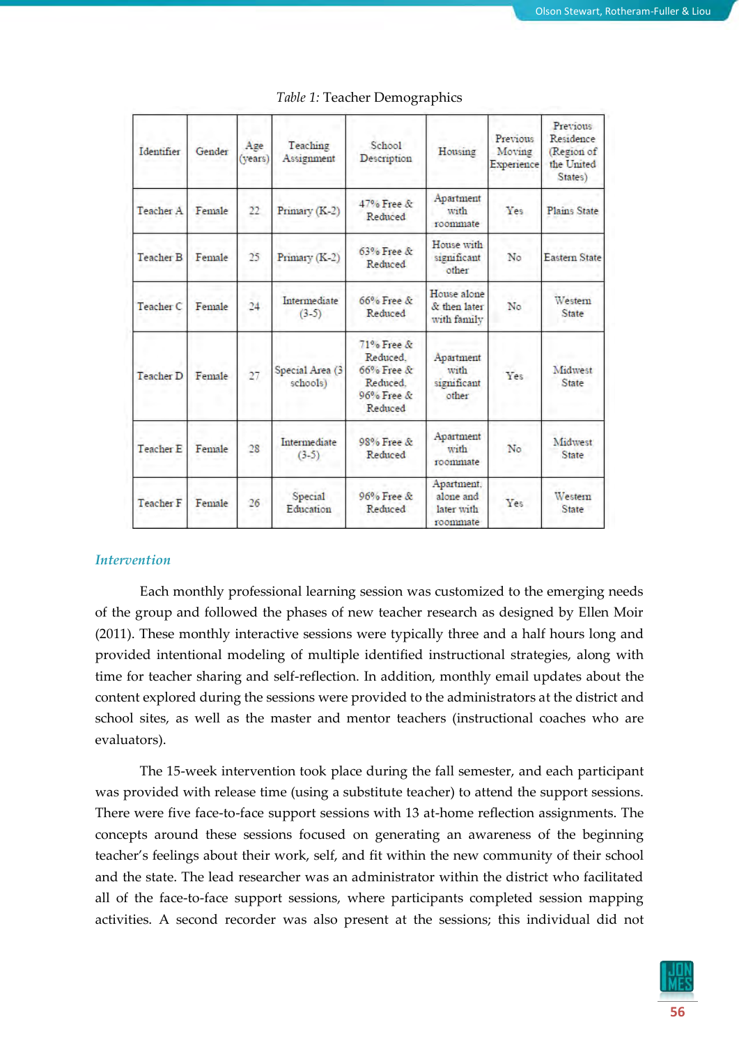*Table 1:* Teacher Demographics

| Identifier | Gender | Age (years) | Teaching Assignment | School Description | Housing | Previous Moving Experience | Previous Residence (Region of the United States) |
|---|---|---|---|---|---|---|---|
| Teacher A | Female | 22 | Primary (K-2) | 47% Free & Reduced | Apartment with roommate | Yes | Plains State |
| Teacher B | Female | 25 | Primary (K-2) | 63% Free & Reduced | House with significant other | No | Eastern State |
| Teacher C | Female | 24 | Intermediate (3-5) | 66% Free & Reduced | House alone & then later with family | No | Western State |
| Teacher D | Female | 27 | Special Area (3 schools) | 71% Free & Reduced, 66% Free & Reduced, 96% Free & Reduced | Apartment with significant other | Yes | Midwest State |
| Teacher E | Female | 28 | Intermediate (3-5) | 98% Free & Reduced | Apartment with roommate | No | Midwest State |
| Teacher F | Female | 26 | Special Education | 96% Free & Reduced | Apartment, alone and later with roommate | Yes | Western State |

### *Intervention*

Each monthly professional learning session was customized to the emerging needs of the group and followed the phases of new teacher research as designed by Ellen Moir (2011). These monthly interactive sessions were typically three and a half hours long and provided intentional modeling of multiple identified instructional strategies, along with time for teacher sharing and self-reflection. In addition, monthly email updates about the content explored during the sessions were provided to the administrators at the district and school sites, as well as the master and mentor teachers (instructional coaches who are evaluators).

The 15-week intervention took place during the fall semester, and each participant was provided with release time (using a substitute teacher) to attend the support sessions. There were five face-to-face support sessions with 13 at-home reflection assignments. The concepts around these sessions focused on generating an awareness of the beginning teacher's feelings about their work, self, and fit within the new community of their school and the state. The lead researcher was an administrator within the district who facilitated all of the face-to-face support sessions, where participants completed session mapping activities. A second recorder was also present at the sessions; this individual did not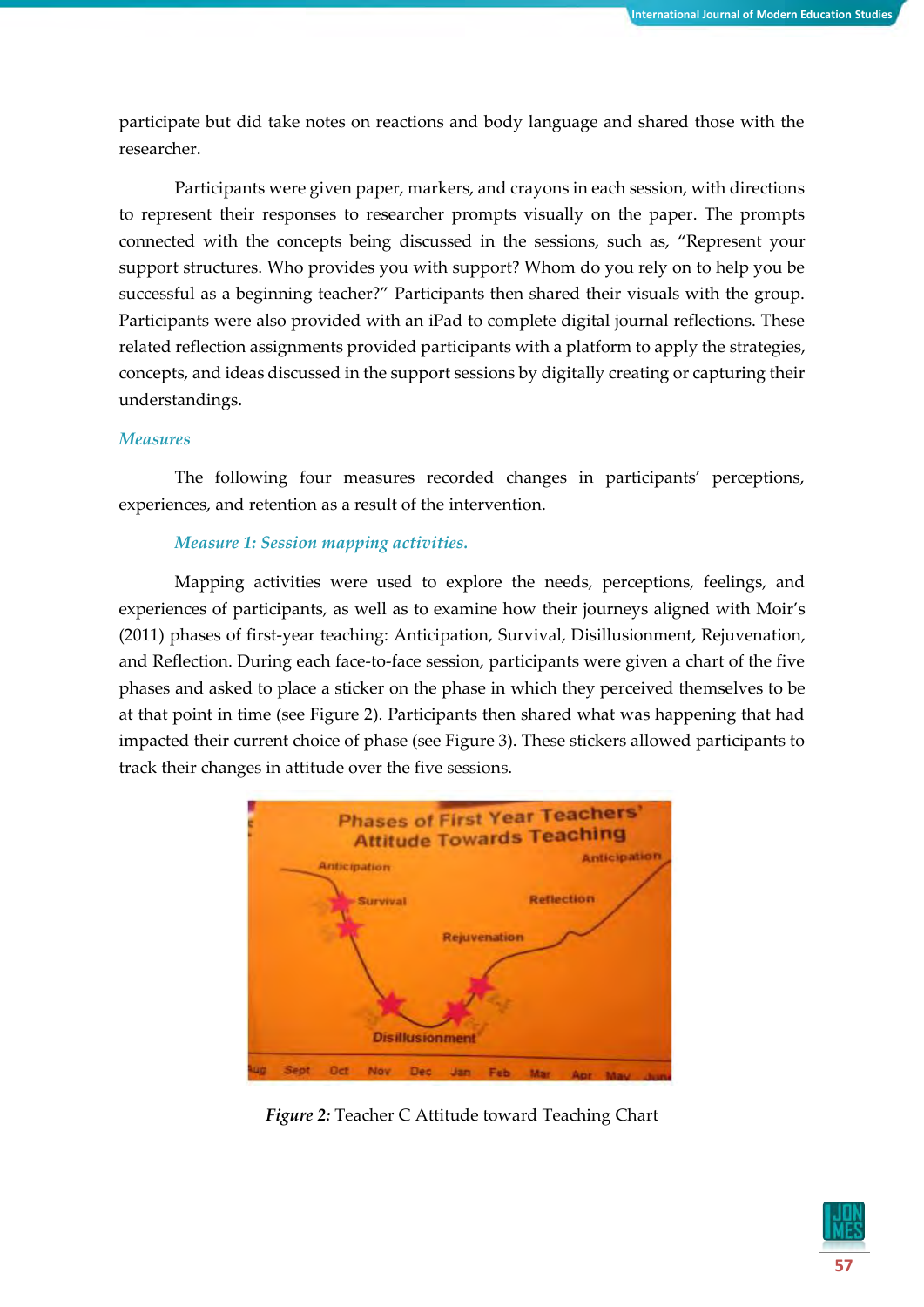participate but did take notes on reactions and body language and shared those with the researcher.

Participants were given paper, markers, and crayons in each session, with directions to represent their responses to researcher prompts visually on the paper. The prompts connected with the concepts being discussed in the sessions, such as, "Represent your support structures. Who provides you with support? Whom do you rely on to help you be successful as a beginning teacher?" Participants then shared their visuals with the group. Participants were also provided with an iPad to complete digital journal reflections. These related reflection assignments provided participants with a platform to apply the strategies, concepts, and ideas discussed in the support sessions by digitally creating or capturing their understandings.

### *Measures*

The following four measures recorded changes in participants' perceptions, experiences, and retention as a result of the intervention.

#### *Measure 1: Session mapping activities.*

Mapping activities were used to explore the needs, perceptions, feelings, and experiences of participants, as well as to examine how their journeys aligned with Moir's (2011) phases of first-year teaching: Anticipation, Survival, Disillusionment, Rejuvenation, and Reflection. During each face-to-face session, participants were given a chart of the five phases and asked to place a sticker on the phase in which they perceived themselves to be at that point in time (see Figure 2). Participants then shared what was happening that had impacted their current choice of phase (see Figure 3). These stickers allowed participants to track their changes in attitude over the five sessions.

*Figure 2:* Teacher C Attitude toward Teaching Chart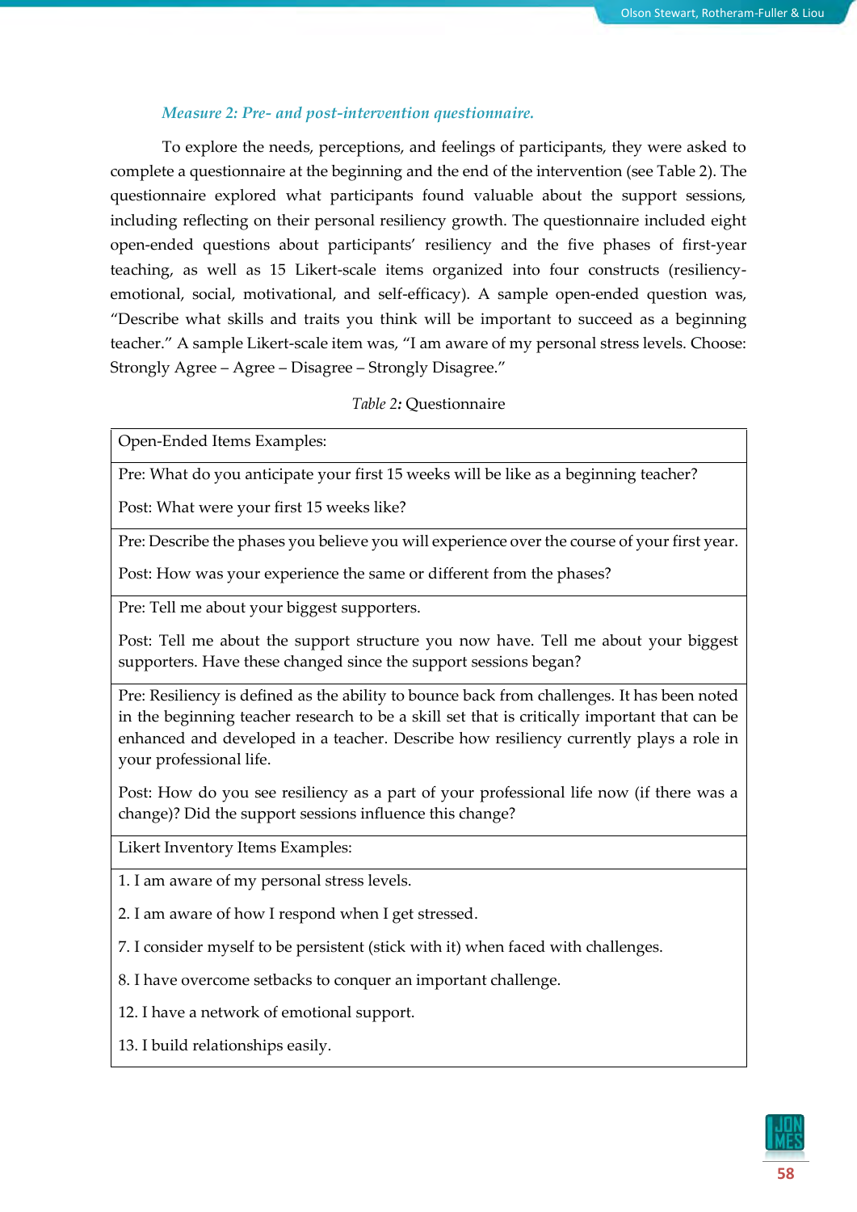*Measure 2: Pre- and post-intervention questionnaire.*

To explore the needs, perceptions, and feelings of participants, they were asked to complete a questionnaire at the beginning and the end of the intervention (see Table 2). The questionnaire explored what participants found valuable about the support sessions, including reflecting on their personal resiliency growth. The questionnaire included eight open-ended questions about participants' resiliency and the five phases of first-year teaching, as well as 15 Likert-scale items organized into four constructs (resiliency-emotional, social, motivational, and self-efficacy). A sample open-ended question was, "Describe what skills and traits you think will be important to succeed as a beginning teacher." A sample Likert-scale item was, "I am aware of my personal stress levels. Choose: Strongly Agree – Agree – Disagree – Strongly Disagree."

*Table 2:* Questionnaire

| Open-Ended Items Examples: |
|---|
| Pre: What do you anticipate your first 15 weeks will be like as a beginning teacher?<br><br>Post: What were your first 15 weeks like? |
| Pre: Describe the phases you believe you will experience over the course of your first year.<br><br>Post: How was your experience the same or different from the phases? |
| Pre: Tell me about your biggest supporters.<br><br>Post: Tell me about the support structure you now have. Tell me about your biggest supporters. Have these changed since the support sessions began? |
| Pre: Resiliency is defined as the ability to bounce back from challenges. It has been noted in the beginning teacher research to be a skill set that is critically important that can be enhanced and developed in a teacher. Describe how resiliency currently plays a role in your professional life.<br><br>Post: How do you see resiliency as a part of your professional life now (if there was a change)? Did the support sessions influence this change? |
| Likert Inventory Items Examples: |
| 1. I am aware of my personal stress levels.<br><br>2. I am aware of how I respond when I get stressed.<br><br>7. I consider myself to be persistent (stick with it) when faced with challenges.<br><br>8. I have overcome setbacks to conquer an important challenge.<br><br>12. I have a network of emotional support.<br><br>13. I build relationships easily. |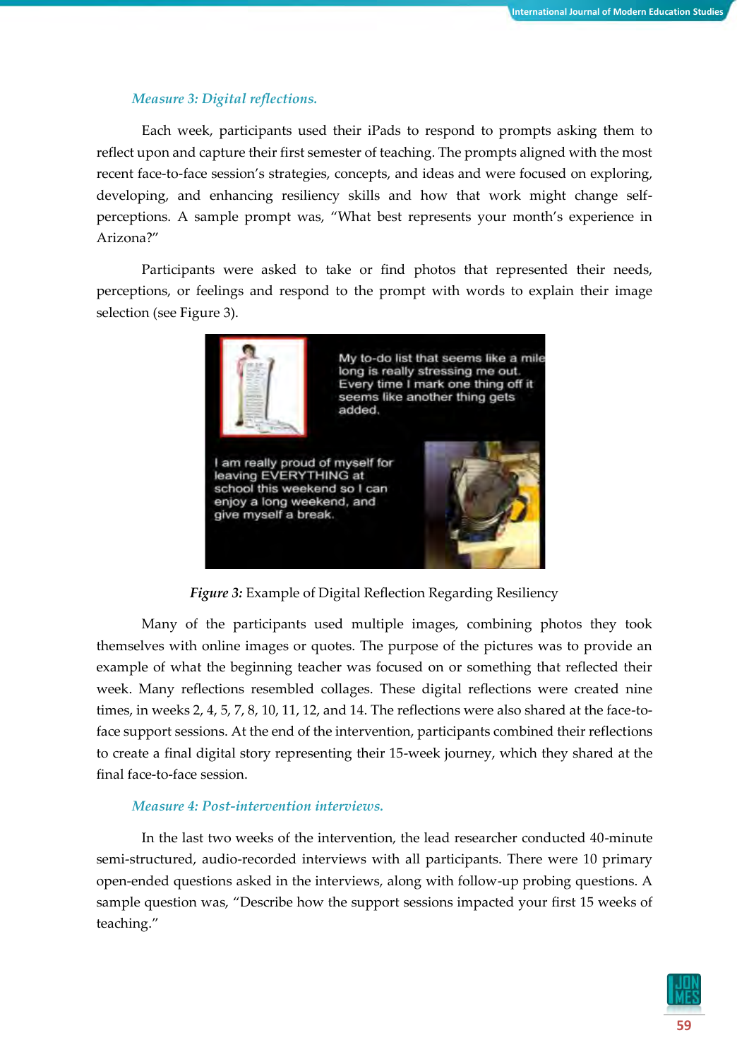### *Measure 3: Digital reflections.*

Each week, participants used their iPads to respond to prompts asking them to reflect upon and capture their first semester of teaching. The prompts aligned with the most recent face-to-face session's strategies, concepts, and ideas and were focused on exploring, developing, and enhancing resiliency skills and how that work might change self-perceptions. A sample prompt was, "What best represents your month's experience in Arizona?"

Participants were asked to take or find photos that represented their needs, perceptions, or feelings and respond to the prompt with words to explain their image selection (see Figure 3).

***Figure 3:*** Example of Digital Reflection Regarding Resiliency

Many of the participants used multiple images, combining photos they took themselves with online images or quotes. The purpose of the pictures was to provide an example of what the beginning teacher was focused on or something that reflected their week. Many reflections resembled collages. These digital reflections were created nine times, in weeks 2, 4, 5, 7, 8, 10, 11, 12, and 14. The reflections were also shared at the face-to-face support sessions. At the end of the intervention, participants combined their reflections to create a final digital story representing their 15-week journey, which they shared at the final face-to-face session.

### *Measure 4: Post-intervention interviews.*

In the last two weeks of the intervention, the lead researcher conducted 40-minute semi-structured, audio-recorded interviews with all participants. There were 10 primary open-ended questions asked in the interviews, along with follow-up probing questions. A sample question was, "Describe how the support sessions impacted your first 15 weeks of teaching."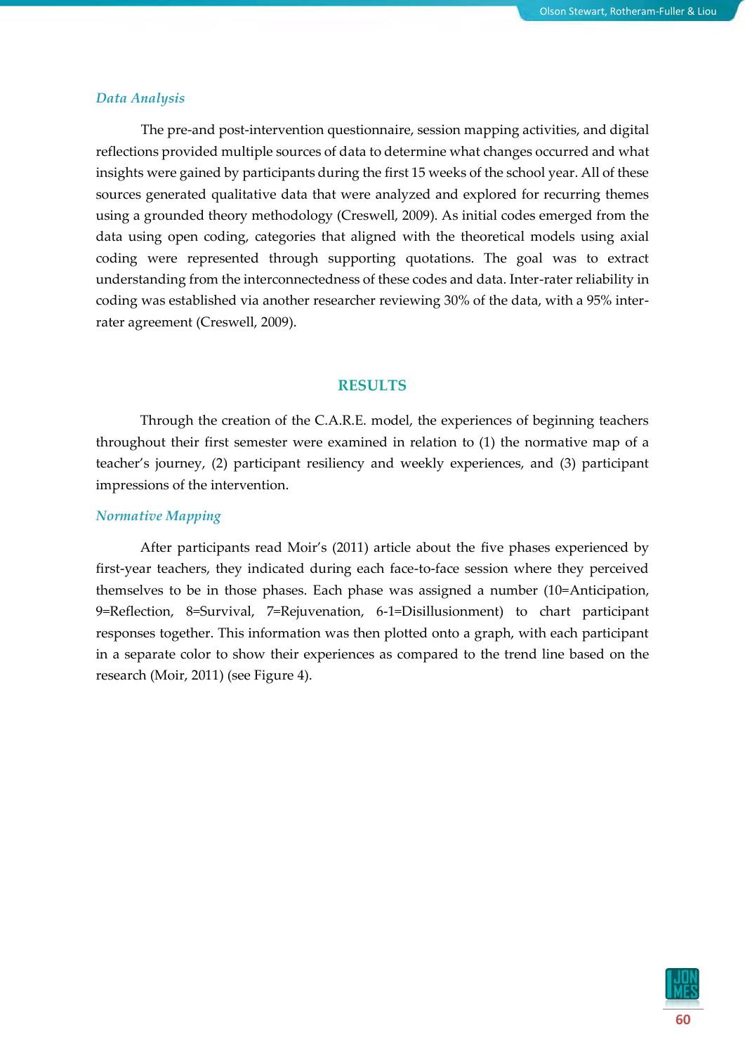### *Data Analysis*

The pre-and post-intervention questionnaire, session mapping activities, and digital reflections provided multiple sources of data to determine what changes occurred and what insights were gained by participants during the first 15 weeks of the school year. All of these sources generated qualitative data that were analyzed and explored for recurring themes using a grounded theory methodology (Creswell, 2009). As initial codes emerged from the data using open coding, categories that aligned with the theoretical models using axial coding were represented through supporting quotations. The goal was to extract understanding from the interconnectedness of these codes and data. Inter-rater reliability in coding was established via another researcher reviewing 30% of the data, with a 95% inter-rater agreement (Creswell, 2009).

## RESULTS

Through the creation of the C.A.R.E. model, the experiences of beginning teachers throughout their first semester were examined in relation to (1) the normative map of a teacher's journey, (2) participant resiliency and weekly experiences, and (3) participant impressions of the intervention.

### *Normative Mapping*

After participants read Moir's (2011) article about the five phases experienced by first-year teachers, they indicated during each face-to-face session where they perceived themselves to be in those phases. Each phase was assigned a number (10=Anticipation, 9=Reflection, 8=Survival, 7=Rejuvenation, 6-1=Disillusionment) to chart participant responses together. This information was then plotted onto a graph, with each participant in a separate color to show their experiences as compared to the trend line based on the research (Moir, 2011) (see Figure 4).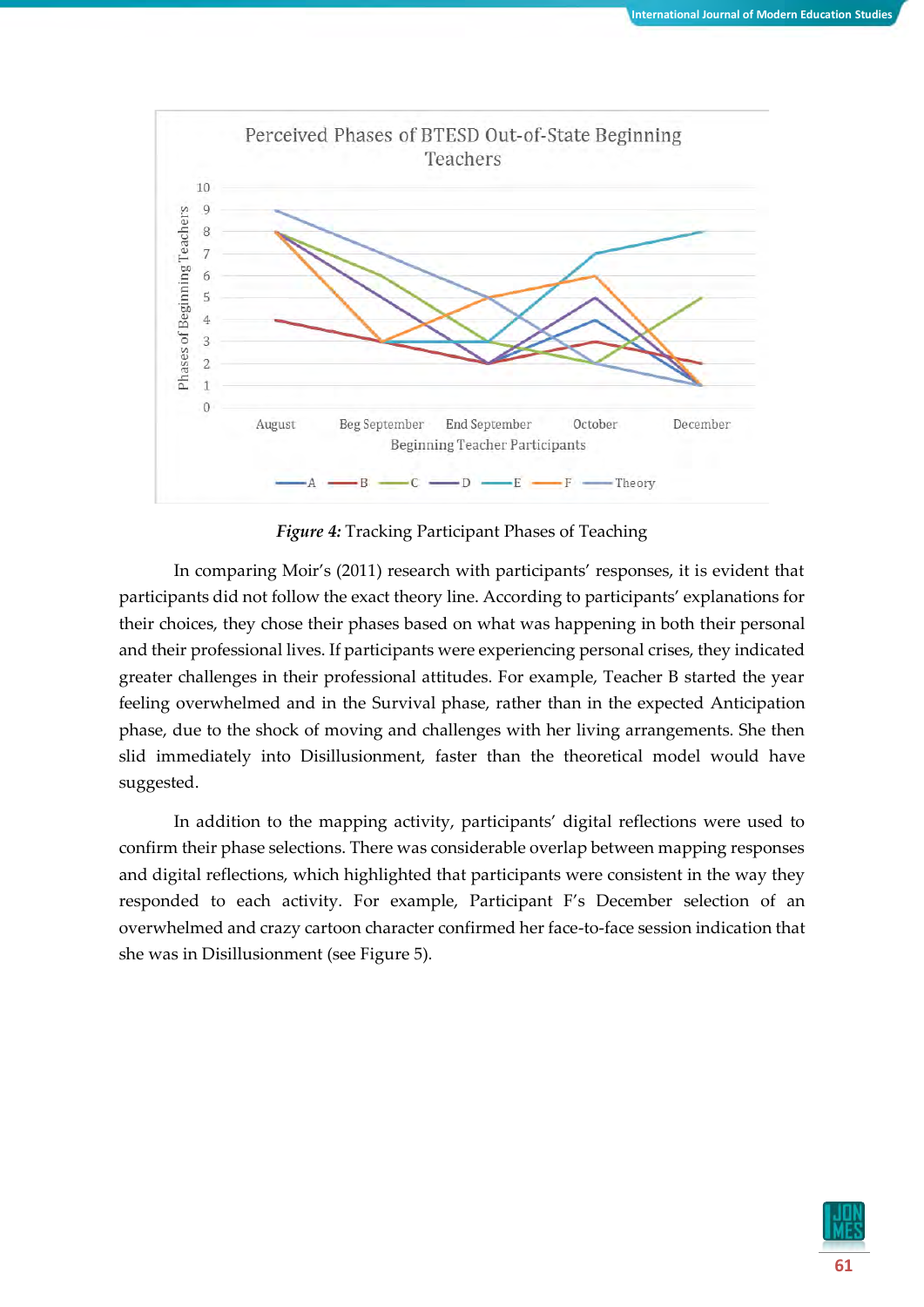Perceived Phases of BTESD Out-of-State Beginning Teachers

*Figure 4:* Tracking Participant Phases of Teaching

In comparing Moir's (2011) research with participants' responses, it is evident that participants did not follow the exact theory line. According to participants' explanations for their choices, they chose their phases based on what was happening in both their personal and their professional lives. If participants were experiencing personal crises, they indicated greater challenges in their professional attitudes. For example, Teacher B started the year feeling overwhelmed and in the Survival phase, rather than in the expected Anticipation phase, due to the shock of moving and challenges with her living arrangements. She then slid immediately into Disillusionment, faster than the theoretical model would have suggested.

In addition to the mapping activity, participants' digital reflections were used to confirm their phase selections. There was considerable overlap between mapping responses and digital reflections, which highlighted that participants were consistent in the way they responded to each activity. For example, Participant F's December selection of an overwhelmed and crazy cartoon character confirmed her face-to-face session indication that she was in Disillusionment (see Figure 5).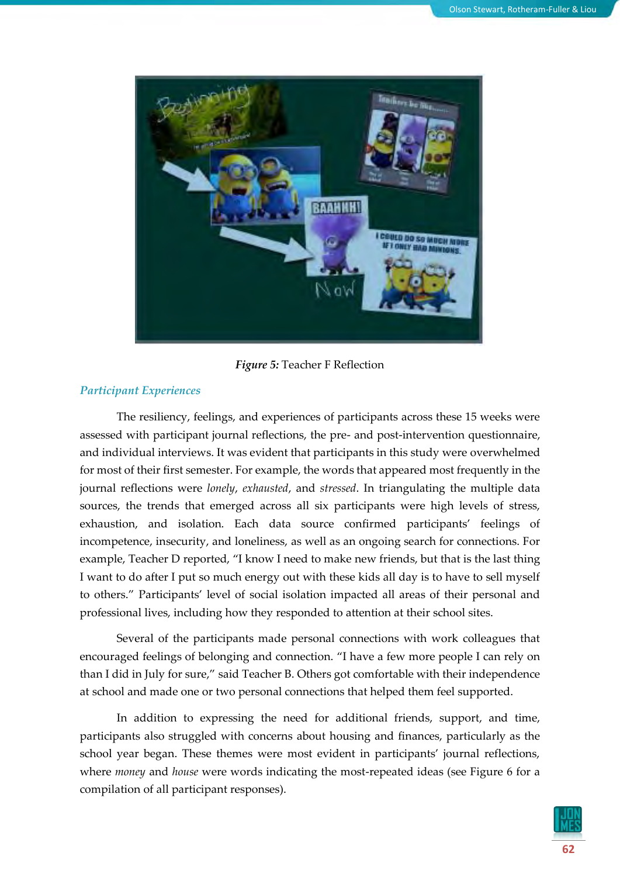*Figure 5:* Teacher F Reflection

### *Participant Experiences*

The resiliency, feelings, and experiences of participants across these 15 weeks were assessed with participant journal reflections, the pre- and post-intervention questionnaire, and individual interviews. It was evident that participants in this study were overwhelmed for most of their first semester. For example, the words that appeared most frequently in the journal reflections were *lonely*, *exhausted*, and *stressed*. In triangulating the multiple data sources, the trends that emerged across all six participants were high levels of stress, exhaustion, and isolation. Each data source confirmed participants' feelings of incompetence, insecurity, and loneliness, as well as an ongoing search for connections. For example, Teacher D reported, "I know I need to make new friends, but that is the last thing I want to do after I put so much energy out with these kids all day is to have to sell myself to others." Participants' level of social isolation impacted all areas of their personal and professional lives, including how they responded to attention at their school sites.

Several of the participants made personal connections with work colleagues that encouraged feelings of belonging and connection. "I have a few more people I can rely on than I did in July for sure," said Teacher B. Others got comfortable with their independence at school and made one or two personal connections that helped them feel supported.

In addition to expressing the need for additional friends, support, and time, participants also struggled with concerns about housing and finances, particularly as the school year began. These themes were most evident in participants' journal reflections, where *money* and *house* were words indicating the most-repeated ideas (see Figure 6 for a compilation of all participant responses).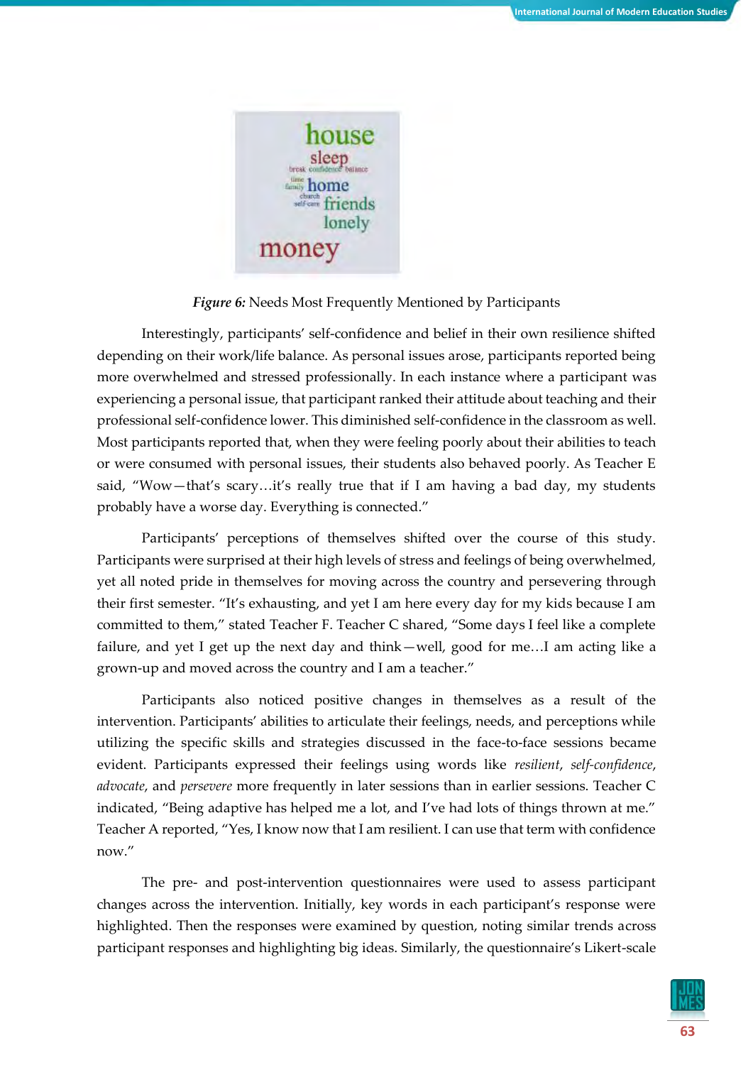*Figure 6:* Needs Most Frequently Mentioned by Participants

Interestingly, participants' self-confidence and belief in their own resilience shifted depending on their work/life balance. As personal issues arose, participants reported being more overwhelmed and stressed professionally. In each instance where a participant was experiencing a personal issue, that participant ranked their attitude about teaching and their professional self-confidence lower. This diminished self-confidence in the classroom as well. Most participants reported that, when they were feeling poorly about their abilities to teach or were consumed with personal issues, their students also behaved poorly. As Teacher E said, "Wow—that's scary…it's really true that if I am having a bad day, my students probably have a worse day. Everything is connected."

Participants' perceptions of themselves shifted over the course of this study. Participants were surprised at their high levels of stress and feelings of being overwhelmed, yet all noted pride in themselves for moving across the country and persevering through their first semester. "It's exhausting, and yet I am here every day for my kids because I am committed to them," stated Teacher F. Teacher C shared, "Some days I feel like a complete failure, and yet I get up the next day and think—well, good for me…I am acting like a grown-up and moved across the country and I am a teacher."

Participants also noticed positive changes in themselves as a result of the intervention. Participants' abilities to articulate their feelings, needs, and perceptions while utilizing the specific skills and strategies discussed in the face-to-face sessions became evident. Participants expressed their feelings using words like *resilient*, *self-confidence*, *advocate*, and *persevere* more frequently in later sessions than in earlier sessions. Teacher C indicated, "Being adaptive has helped me a lot, and I've had lots of things thrown at me." Teacher A reported, "Yes, I know now that I am resilient. I can use that term with confidence now."

The pre- and post-intervention questionnaires were used to assess participant changes across the intervention. Initially, key words in each participant's response were highlighted. Then the responses were examined by question, noting similar trends across participant responses and highlighting big ideas. Similarly, the questionnaire's Likert-scale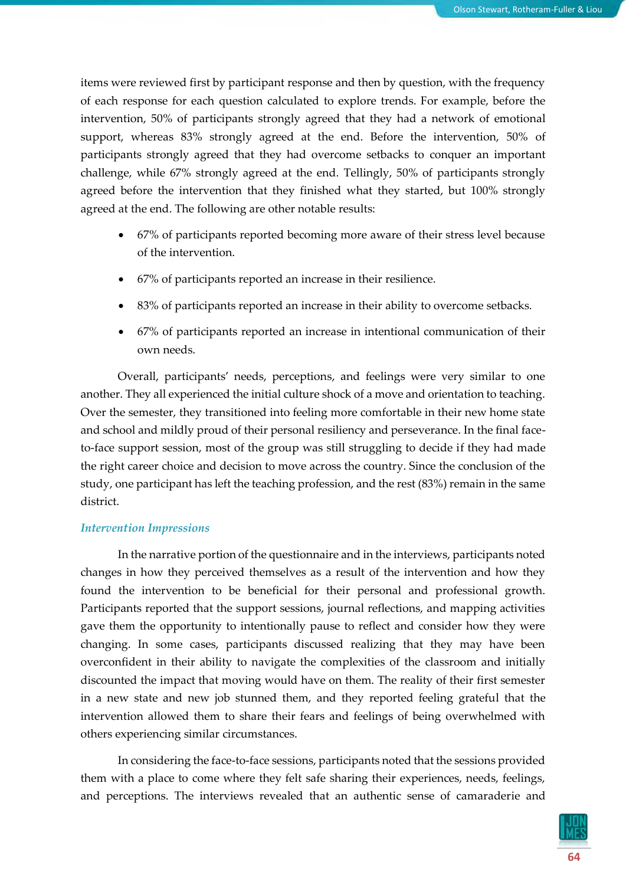items were reviewed first by participant response and then by question, with the frequency of each response for each question calculated to explore trends. For example, before the intervention, 50% of participants strongly agreed that they had a network of emotional support, whereas 83% strongly agreed at the end. Before the intervention, 50% of participants strongly agreed that they had overcome setbacks to conquer an important challenge, while 67% strongly agreed at the end. Tellingly, 50% of participants strongly agreed before the intervention that they finished what they started, but 100% strongly agreed at the end. The following are other notable results:

- 67% of participants reported becoming more aware of their stress level because of the intervention.
- 67% of participants reported an increase in their resilience.
- 83% of participants reported an increase in their ability to overcome setbacks.
- 67% of participants reported an increase in intentional communication of their own needs.

Overall, participants' needs, perceptions, and feelings were very similar to one another. They all experienced the initial culture shock of a move and orientation to teaching. Over the semester, they transitioned into feeling more comfortable in their new home state and school and mildly proud of their personal resiliency and perseverance. In the final face-to-face support session, most of the group was still struggling to decide if they had made the right career choice and decision to move across the country. Since the conclusion of the study, one participant has left the teaching profession, and the rest (83%) remain in the same district.

### *Intervention Impressions*

In the narrative portion of the questionnaire and in the interviews, participants noted changes in how they perceived themselves as a result of the intervention and how they found the intervention to be beneficial for their personal and professional growth. Participants reported that the support sessions, journal reflections, and mapping activities gave them the opportunity to intentionally pause to reflect and consider how they were changing. In some cases, participants discussed realizing that they may have been overconfident in their ability to navigate the complexities of the classroom and initially discounted the impact that moving would have on them. The reality of their first semester in a new state and new job stunned them, and they reported feeling grateful that the intervention allowed them to share their fears and feelings of being overwhelmed with others experiencing similar circumstances.

In considering the face-to-face sessions, participants noted that the sessions provided them with a place to come where they felt safe sharing their experiences, needs, feelings, and perceptions. The interviews revealed that an authentic sense of camaraderie and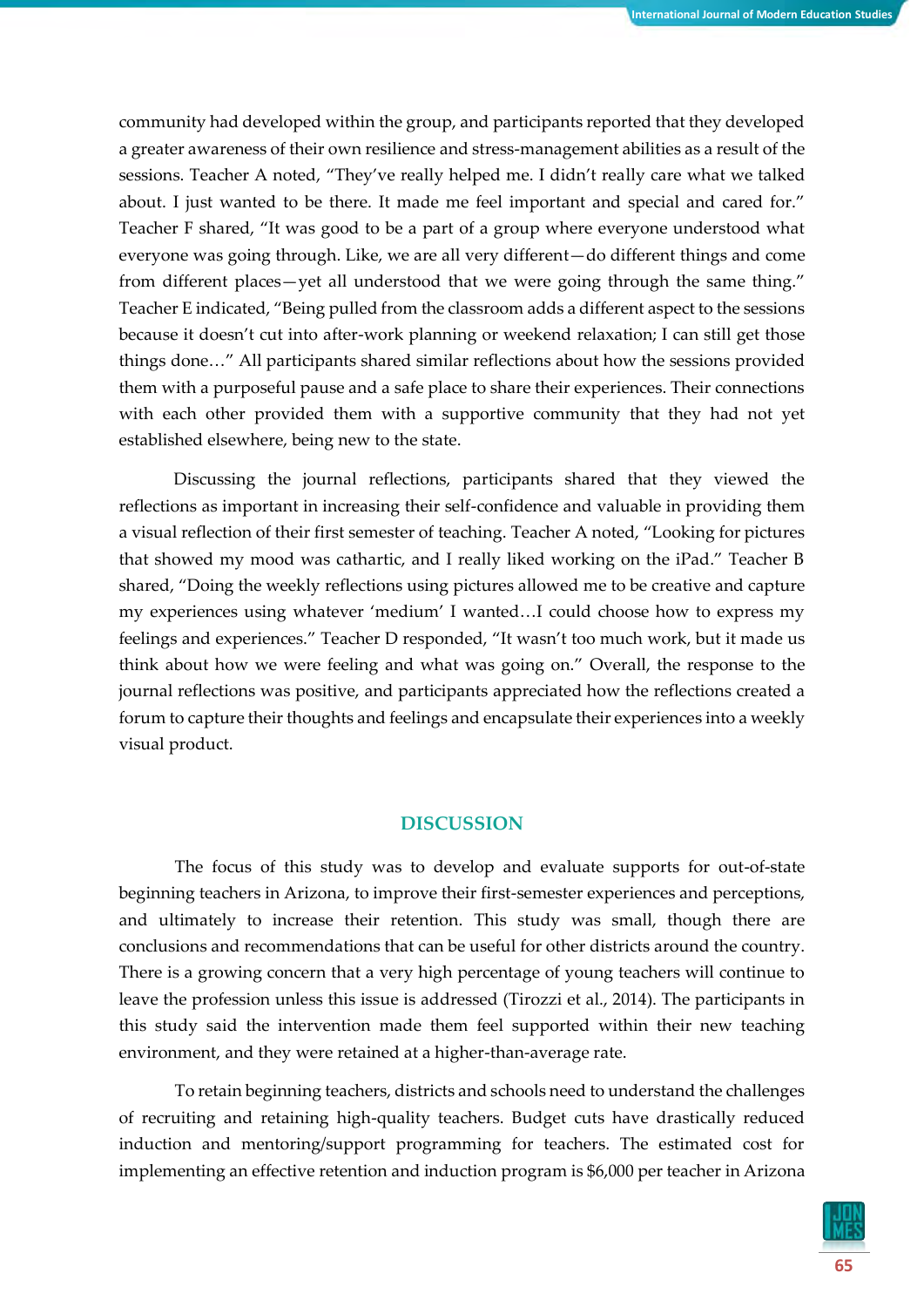community had developed within the group, and participants reported that they developed a greater awareness of their own resilience and stress-management abilities as a result of the sessions. Teacher A noted, "They've really helped me. I didn't really care what we talked about. I just wanted to be there. It made me feel important and special and cared for." Teacher F shared, "It was good to be a part of a group where everyone understood what everyone was going through. Like, we are all very different—do different things and come from different places—yet all understood that we were going through the same thing." Teacher E indicated, "Being pulled from the classroom adds a different aspect to the sessions because it doesn't cut into after-work planning or weekend relaxation; I can still get those things done…" All participants shared similar reflections about how the sessions provided them with a purposeful pause and a safe place to share their experiences. Their connections with each other provided them with a supportive community that they had not yet established elsewhere, being new to the state.

Discussing the journal reflections, participants shared that they viewed the reflections as important in increasing their self-confidence and valuable in providing them a visual reflection of their first semester of teaching. Teacher A noted, "Looking for pictures that showed my mood was cathartic, and I really liked working on the iPad." Teacher B shared, "Doing the weekly reflections using pictures allowed me to be creative and capture my experiences using whatever 'medium' I wanted…I could choose how to express my feelings and experiences." Teacher D responded, "It wasn't too much work, but it made us think about how we were feeling and what was going on." Overall, the response to the journal reflections was positive, and participants appreciated how the reflections created a forum to capture their thoughts and feelings and encapsulate their experiences into a weekly visual product.

## DISCUSSION

The focus of this study was to develop and evaluate supports for out-of-state beginning teachers in Arizona, to improve their first-semester experiences and perceptions, and ultimately to increase their retention. This study was small, though there are conclusions and recommendations that can be useful for other districts around the country. There is a growing concern that a very high percentage of young teachers will continue to leave the profession unless this issue is addressed (Tirozzi et al., 2014). The participants in this study said the intervention made them feel supported within their new teaching environment, and they were retained at a higher-than-average rate.

To retain beginning teachers, districts and schools need to understand the challenges of recruiting and retaining high-quality teachers. Budget cuts have drastically reduced induction and mentoring/support programming for teachers. The estimated cost for implementing an effective retention and induction program is $6,000 per teacher in Arizona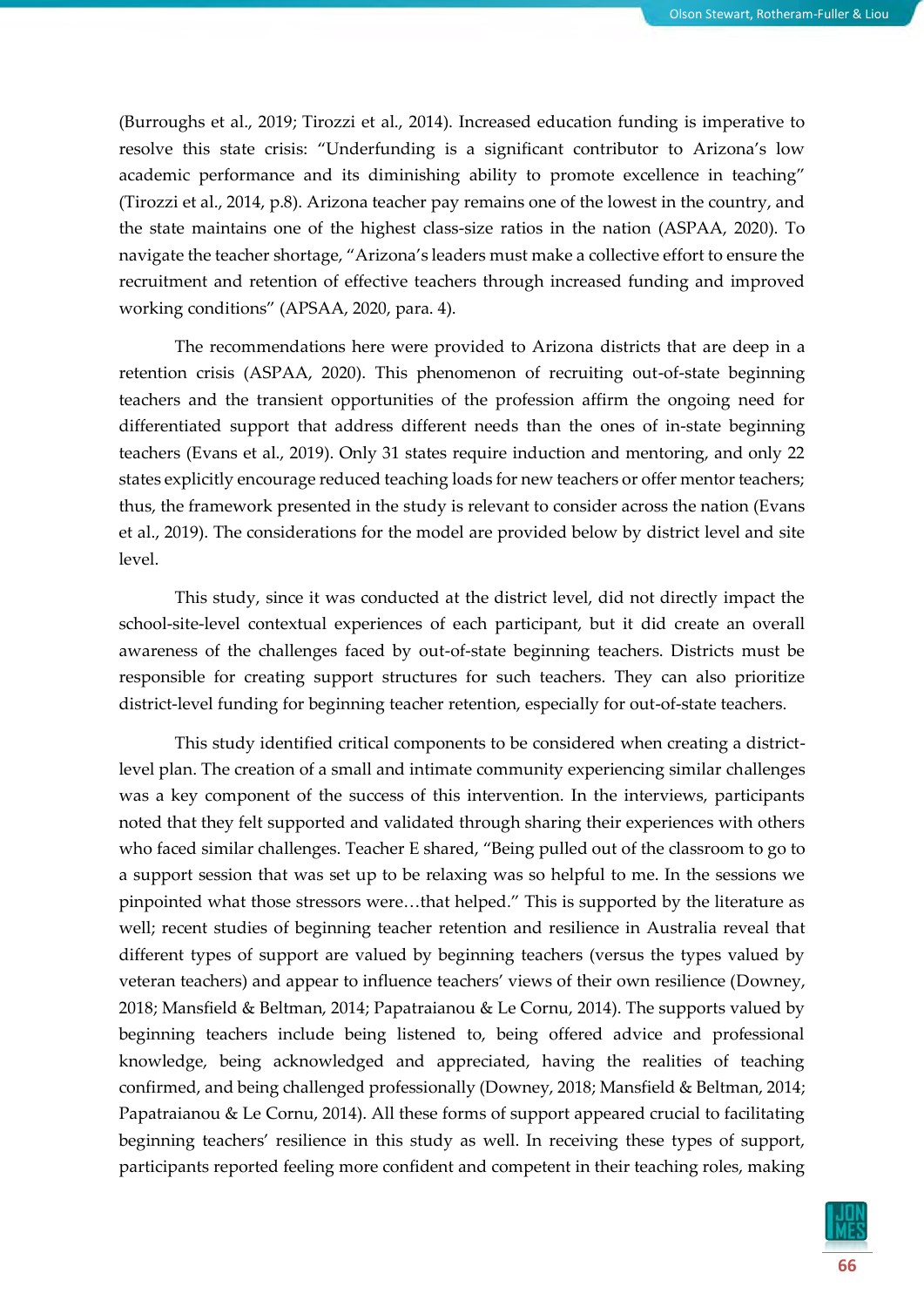(Burroughs et al., 2019; Tirozzi et al., 2014). Increased education funding is imperative to resolve this state crisis: “Underfunding is a significant contributor to Arizona’s low academic performance and its diminishing ability to promote excellence in teaching” (Tirozzi et al., 2014, p.8). Arizona teacher pay remains one of the lowest in the country, and the state maintains one of the highest class-size ratios in the nation (ASPAA, 2020). To navigate the teacher shortage, “Arizona’s leaders must make a collective effort to ensure the recruitment and retention of effective teachers through increased funding and improved working conditions” (APSAA, 2020, para. 4).

The recommendations here were provided to Arizona districts that are deep in a retention crisis (ASPAA, 2020). This phenomenon of recruiting out-of-state beginning teachers and the transient opportunities of the profession affirm the ongoing need for differentiated support that address different needs than the ones of in-state beginning teachers (Evans et al., 2019). Only 31 states require induction and mentoring, and only 22 states explicitly encourage reduced teaching loads for new teachers or offer mentor teachers; thus, the framework presented in the study is relevant to consider across the nation (Evans et al., 2019). The considerations for the model are provided below by district level and site level.

This study, since it was conducted at the district level, did not directly impact the school-site-level contextual experiences of each participant, but it did create an overall awareness of the challenges faced by out-of-state beginning teachers. Districts must be responsible for creating support structures for such teachers. They can also prioritize district-level funding for beginning teacher retention, especially for out-of-state teachers.

This study identified critical components to be considered when creating a district-level plan. The creation of a small and intimate community experiencing similar challenges was a key component of the success of this intervention. In the interviews, participants noted that they felt supported and validated through sharing their experiences with others who faced similar challenges. Teacher E shared, “Being pulled out of the classroom to go to a support session that was set up to be relaxing was so helpful to me. In the sessions we pinpointed what those stressors were…that helped.” This is supported by the literature as well; recent studies of beginning teacher retention and resilience in Australia reveal that different types of support are valued by beginning teachers (versus the types valued by veteran teachers) and appear to influence teachers’ views of their own resilience (Downey, 2018; Mansfield & Beltman, 2014; Papatraianou & Le Cornu, 2014). The supports valued by beginning teachers include being listened to, being offered advice and professional knowledge, being acknowledged and appreciated, having the realities of teaching confirmed, and being challenged professionally (Downey, 2018; Mansfield & Beltman, 2014; Papatraianou & Le Cornu, 2014). All these forms of support appeared crucial to facilitating beginning teachers’ resilience in this study as well. In receiving these types of support, participants reported feeling more confident and competent in their teaching roles, making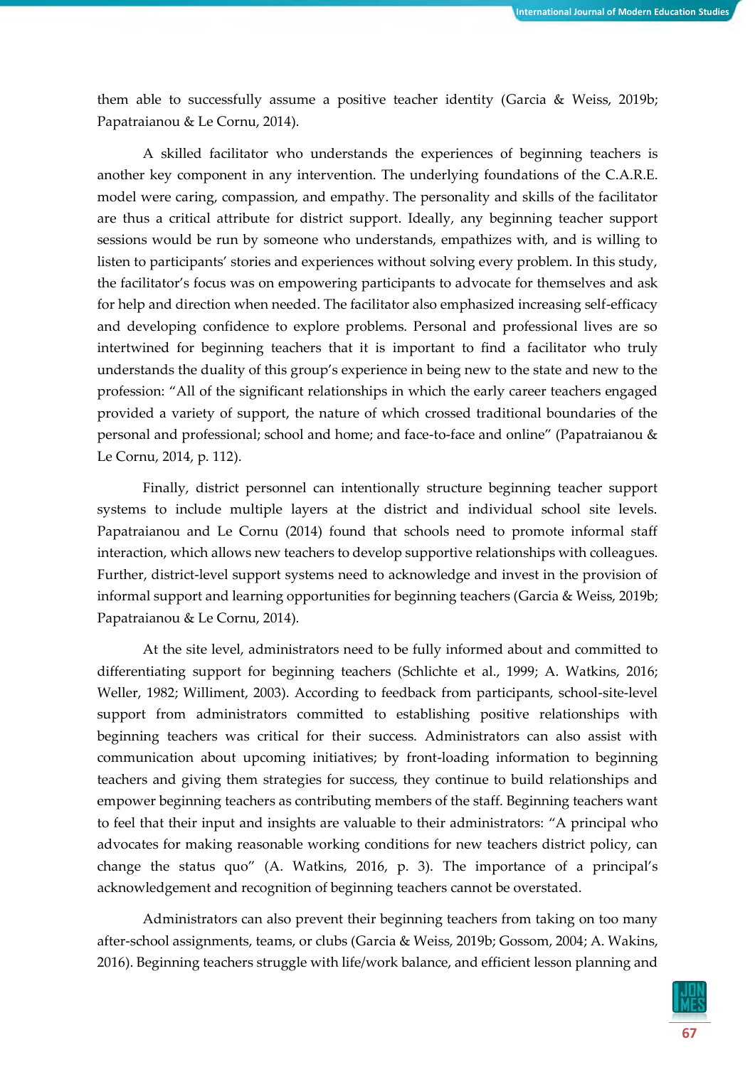them able to successfully assume a positive teacher identity (Garcia & Weiss, 2019b; Papatraianou & Le Cornu, 2014).

A skilled facilitator who understands the experiences of beginning teachers is another key component in any intervention. The underlying foundations of the C.A.R.E. model were caring, compassion, and empathy. The personality and skills of the facilitator are thus a critical attribute for district support. Ideally, any beginning teacher support sessions would be run by someone who understands, empathizes with, and is willing to listen to participants' stories and experiences without solving every problem. In this study, the facilitator's focus was on empowering participants to advocate for themselves and ask for help and direction when needed. The facilitator also emphasized increasing self-efficacy and developing confidence to explore problems. Personal and professional lives are so intertwined for beginning teachers that it is important to find a facilitator who truly understands the duality of this group's experience in being new to the state and new to the profession: "All of the significant relationships in which the early career teachers engaged provided a variety of support, the nature of which crossed traditional boundaries of the personal and professional; school and home; and face-to-face and online" (Papatraianou & Le Cornu, 2014, p. 112).

Finally, district personnel can intentionally structure beginning teacher support systems to include multiple layers at the district and individual school site levels. Papatraianou and Le Cornu (2014) found that schools need to promote informal staff interaction, which allows new teachers to develop supportive relationships with colleagues. Further, district-level support systems need to acknowledge and invest in the provision of informal support and learning opportunities for beginning teachers (Garcia & Weiss, 2019b; Papatraianou & Le Cornu, 2014).

At the site level, administrators need to be fully informed about and committed to differentiating support for beginning teachers (Schlichte et al., 1999; A. Watkins, 2016; Weller, 1982; Williment, 2003). According to feedback from participants, school-site-level support from administrators committed to establishing positive relationships with beginning teachers was critical for their success. Administrators can also assist with communication about upcoming initiatives; by front-loading information to beginning teachers and giving them strategies for success, they continue to build relationships and empower beginning teachers as contributing members of the staff. Beginning teachers want to feel that their input and insights are valuable to their administrators: "A principal who advocates for making reasonable working conditions for new teachers district policy, can change the status quo" (A. Watkins, 2016, p. 3). The importance of a principal's acknowledgement and recognition of beginning teachers cannot be overstated.

Administrators can also prevent their beginning teachers from taking on too many after-school assignments, teams, or clubs (Garcia & Weiss, 2019b; Gossom, 2004; A. Wakins, 2016). Beginning teachers struggle with life/work balance, and efficient lesson planning and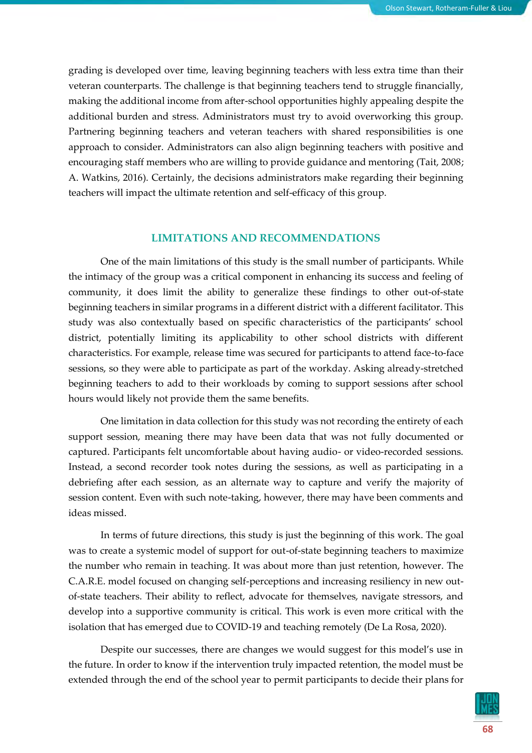grading is developed over time, leaving beginning teachers with less extra time than their veteran counterparts. The challenge is that beginning teachers tend to struggle financially, making the additional income from after-school opportunities highly appealing despite the additional burden and stress. Administrators must try to avoid overworking this group. Partnering beginning teachers and veteran teachers with shared responsibilities is one approach to consider. Administrators can also align beginning teachers with positive and encouraging staff members who are willing to provide guidance and mentoring (Tait, 2008; A. Watkins, 2016). Certainly, the decisions administrators make regarding their beginning teachers will impact the ultimate retention and self-efficacy of this group.

## LIMITATIONS AND RECOMMENDATIONS

One of the main limitations of this study is the small number of participants. While the intimacy of the group was a critical component in enhancing its success and feeling of community, it does limit the ability to generalize these findings to other out-of-state beginning teachers in similar programs in a different district with a different facilitator. This study was also contextually based on specific characteristics of the participants' school district, potentially limiting its applicability to other school districts with different characteristics. For example, release time was secured for participants to attend face-to-face sessions, so they were able to participate as part of the workday. Asking already-stretched beginning teachers to add to their workloads by coming to support sessions after school hours would likely not provide them the same benefits.

One limitation in data collection for this study was not recording the entirety of each support session, meaning there may have been data that was not fully documented or captured. Participants felt uncomfortable about having audio- or video-recorded sessions. Instead, a second recorder took notes during the sessions, as well as participating in a debriefing after each session, as an alternate way to capture and verify the majority of session content. Even with such note-taking, however, there may have been comments and ideas missed.

In terms of future directions, this study is just the beginning of this work. The goal was to create a systemic model of support for out-of-state beginning teachers to maximize the number who remain in teaching. It was about more than just retention, however. The C.A.R.E. model focused on changing self-perceptions and increasing resiliency in new out-of-state teachers. Their ability to reflect, advocate for themselves, navigate stressors, and develop into a supportive community is critical. This work is even more critical with the isolation that has emerged due to COVID-19 and teaching remotely (De La Rosa, 2020).

Despite our successes, there are changes we would suggest for this model's use in the future. In order to know if the intervention truly impacted retention, the model must be extended through the end of the school year to permit participants to decide their plans for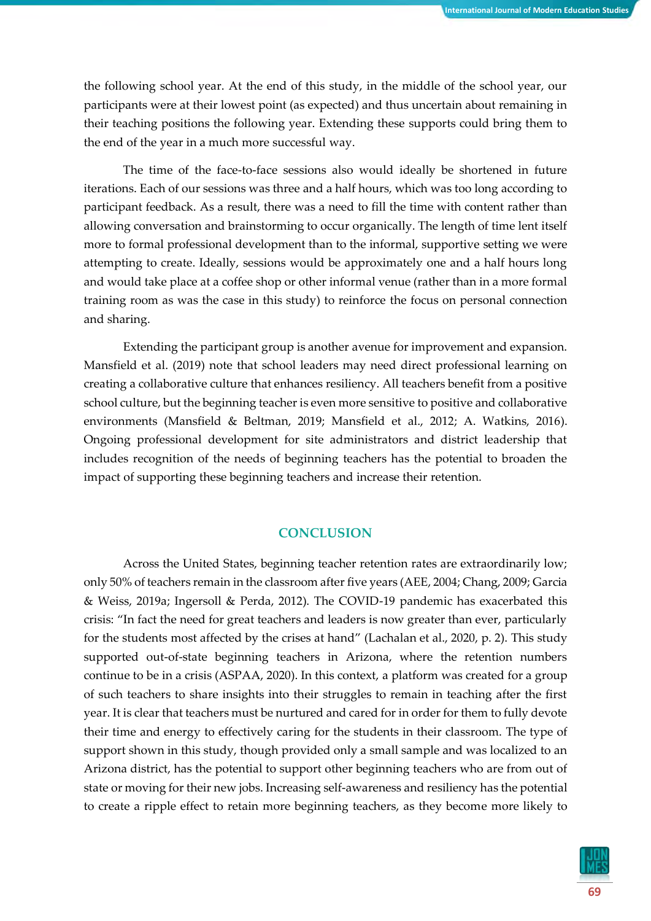the following school year. At the end of this study, in the middle of the school year, our participants were at their lowest point (as expected) and thus uncertain about remaining in their teaching positions the following year. Extending these supports could bring them to the end of the year in a much more successful way.

The time of the face-to-face sessions also would ideally be shortened in future iterations. Each of our sessions was three and a half hours, which was too long according to participant feedback. As a result, there was a need to fill the time with content rather than allowing conversation and brainstorming to occur organically. The length of time lent itself more to formal professional development than to the informal, supportive setting we were attempting to create. Ideally, sessions would be approximately one and a half hours long and would take place at a coffee shop or other informal venue (rather than in a more formal training room as was the case in this study) to reinforce the focus on personal connection and sharing.

Extending the participant group is another avenue for improvement and expansion. Mansfield et al. (2019) note that school leaders may need direct professional learning on creating a collaborative culture that enhances resiliency. All teachers benefit from a positive school culture, but the beginning teacher is even more sensitive to positive and collaborative environments (Mansfield & Beltman, 2019; Mansfield et al., 2012; A. Watkins, 2016). Ongoing professional development for site administrators and district leadership that includes recognition of the needs of beginning teachers has the potential to broaden the impact of supporting these beginning teachers and increase their retention.

## CONCLUSION

Across the United States, beginning teacher retention rates are extraordinarily low; only 50% of teachers remain in the classroom after five years (AEE, 2004; Chang, 2009; Garcia & Weiss, 2019a; Ingersoll & Perda, 2012). The COVID-19 pandemic has exacerbated this crisis: "In fact the need for great teachers and leaders is now greater than ever, particularly for the students most affected by the crises at hand" (Lachalan et al., 2020, p. 2). This study supported out-of-state beginning teachers in Arizona, where the retention numbers continue to be in a crisis (ASPAA, 2020). In this context, a platform was created for a group of such teachers to share insights into their struggles to remain in teaching after the first year. It is clear that teachers must be nurtured and cared for in order for them to fully devote their time and energy to effectively caring for the students in their classroom. The type of support shown in this study, though provided only a small sample and was localized to an Arizona district, has the potential to support other beginning teachers who are from out of state or moving for their new jobs. Increasing self-awareness and resiliency has the potential to create a ripple effect to retain more beginning teachers, as they become more likely to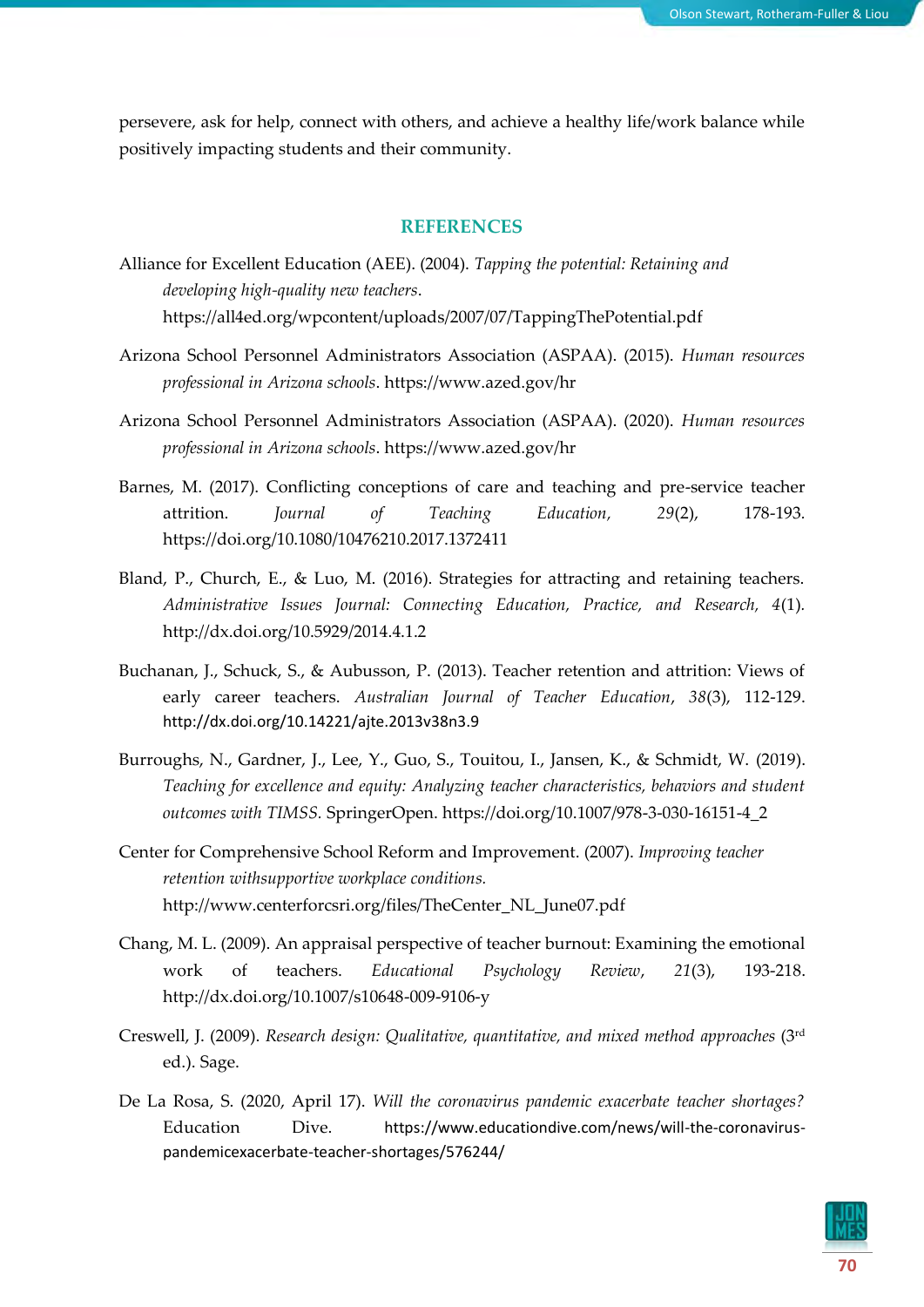persevere, ask for help, connect with others, and achieve a healthy life/work balance while positively impacting students and their community.

## REFERENCES

Alliance for Excellent Education (AEE). (2004). *Tapping the potential: Retaining and developing high-quality new teachers*. https://all4ed.org/wpcontent/uploads/2007/07/TappingThePotential.pdf

Arizona School Personnel Administrators Association (ASPAA). (2015). *Human resources professional in Arizona schools*. https://www.azed.gov/hr

Arizona School Personnel Administrators Association (ASPAA). (2020). *Human resources professional in Arizona schools*. https://www.azed.gov/hr

Barnes, M. (2017). Conflicting conceptions of care and teaching and pre-service teacher attrition. *Journal of Teaching Education*, *29*(2), 178-193. https://doi.org/10.1080/10476210.2017.1372411

Bland, P., Church, E., & Luo, M. (2016). Strategies for attracting and retaining teachers. *Administrative Issues Journal: Connecting Education, Practice, and Research*, *4*(1). http://dx.doi.org/10.5929/2014.4.1.2

Buchanan, J., Schuck, S., & Aubusson, P. (2013). Teacher retention and attrition: Views of early career teachers. *Australian Journal of Teacher Education*, *38*(3), 112-129. http://dx.doi.org/10.14221/ajte.2013v38n3.9

Burroughs, N., Gardner, J., Lee, Y., Guo, S., Touitou, I., Jansen, K., & Schmidt, W. (2019). *Teaching for excellence and equity: Analyzing teacher characteristics, behaviors and student outcomes with TIMSS.* SpringerOpen. https://doi.org/10.1007/978-3-030-16151-4_2

Center for Comprehensive School Reform and Improvement. (2007). *Improving teacher retention withsupportive workplace conditions.* http://www.centerforcsri.org/files/TheCenter_NL_June07.pdf

Chang, M. L. (2009). An appraisal perspective of teacher burnout: Examining the emotional work of teachers. *Educational Psychology Review*, *21*(3), 193-218. http://dx.doi.org/10.1007/s10648-009-9106-y

Creswell, J. (2009). *Research design: Qualitative, quantitative, and mixed method approaches* (3rd ed.). Sage.

De La Rosa, S. (2020, April 17). *Will the coronavirus pandemic exacerbate teacher shortages?* Education Dive. https://www.educationdive.com/news/will-the-coronavirus-pandemicexacerbate-teacher-shortages/576244/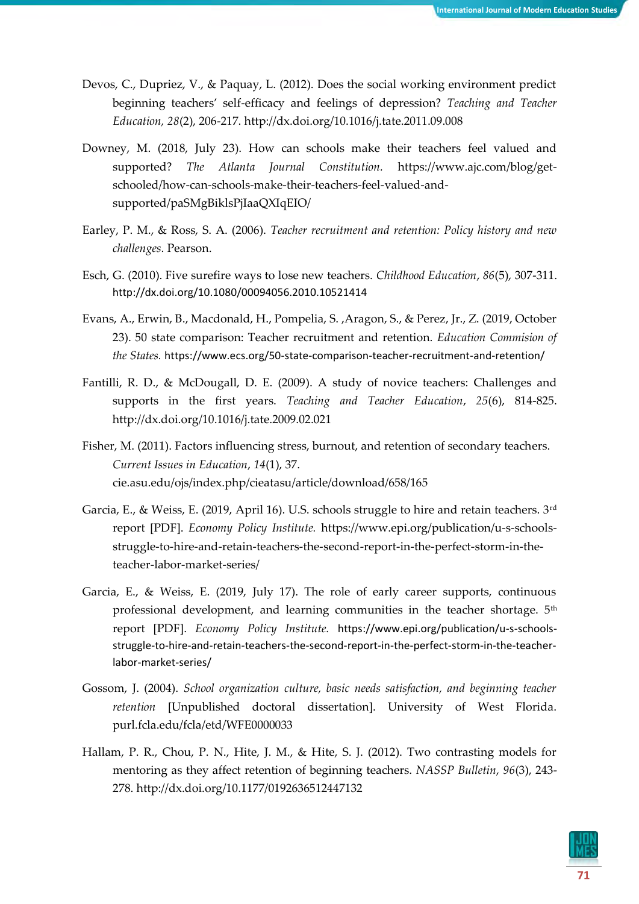Devos, C., Dupriez, V., & Paquay, L. (2012). Does the social working environment predict beginning teachers' self-efficacy and feelings of depression? *Teaching and Teacher Education, 28*(2), 206-217. http://dx.doi.org/10.1016/j.tate.2011.09.008

Downey, M. (2018, July 23). How can schools make their teachers feel valued and supported? *The Atlanta Journal Constitution.* https://www.ajc.com/blog/get-schooled/how-can-schools-make-their-teachers-feel-valued-and-supported/paSMgBiklsPjIaaQXIqEIO/

Earley, P. M., & Ross, S. A. (2006). *Teacher recruitment and retention: Policy history and new challenges*. Pearson.

Esch, G. (2010). Five surefire ways to lose new teachers. *Childhood Education*, *86*(5), 307-311. http://dx.doi.org/10.1080/00094056.2010.10521414

Evans, A., Erwin, B., Macdonald, H., Pompelia, S. ,Aragon, S., & Perez, Jr., Z. (2019, October 23). 50 state comparison: Teacher recruitment and retention. *Education Commision of the States.* https://www.ecs.org/50-state-comparison-teacher-recruitment-and-retention/

Fantilli, R. D., & McDougall, D. E. (2009). A study of novice teachers: Challenges and supports in the first years. *Teaching and Teacher Education*, *25*(6), 814-825. http://dx.doi.org/10.1016/j.tate.2009.02.021

Fisher, M. (2011). Factors influencing stress, burnout, and retention of secondary teachers. *Current Issues in Education*, *14*(1), 37. cie.asu.edu/ojs/index.php/cieatasu/article/download/658/165

Garcia, E., & Weiss, E. (2019, April 16). U.S. schools struggle to hire and retain teachers. 3rd report [PDF]. *Economy Policy Institute.* https://www.epi.org/publication/u-s-schools-struggle-to-hire-and-retain-teachers-the-second-report-in-the-perfect-storm-in-the-teacher-labor-market-series/

Garcia, E., & Weiss, E. (2019, July 17). The role of early career supports, continuous professional development, and learning communities in the teacher shortage. 5th report [PDF]. *Economy Policy Institute.* https://www.epi.org/publication/u-s-schools-struggle-to-hire-and-retain-teachers-the-second-report-in-the-perfect-storm-in-the-teacher-labor-market-series/

Gossom, J. (2004). *School organization culture, basic needs satisfaction, and beginning teacher retention* [Unpublished doctoral dissertation]. University of West Florida. purl.fcla.edu/fcla/etd/WFE0000033

Hallam, P. R., Chou, P. N., Hite, J. M., & Hite, S. J. (2012). Two contrasting models for mentoring as they affect retention of beginning teachers. *NASSP Bulletin*, *96*(3), 243-278. http://dx.doi.org/10.1177/0192636512447132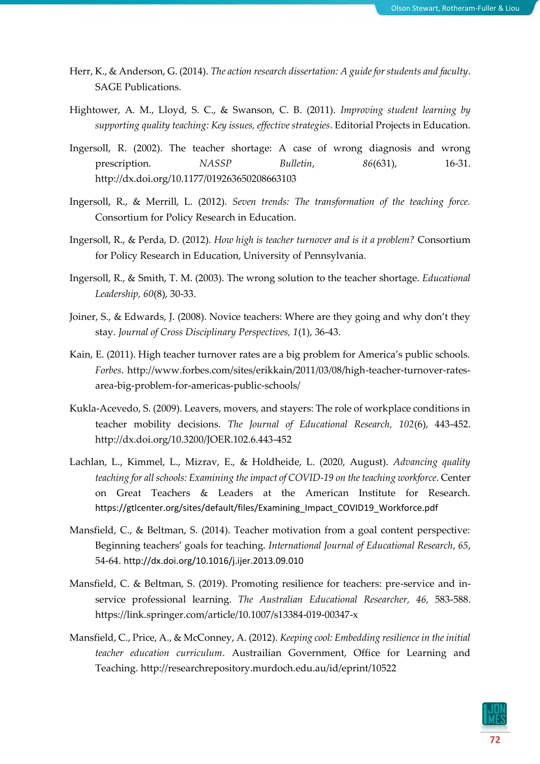Herr, K., & Anderson, G. (2014). *The action research dissertation: A guide for students and faculty*. SAGE Publications.

Hightower, A. M., Lloyd, S. C., & Swanson, C. B. (2011). *Improving student learning by supporting quality teaching: Key issues, effective strategies*. Editorial Projects in Education.

Ingersoll, R. (2002). The teacher shortage: A case of wrong diagnosis and wrong prescription. *NASSP Bulletin*, *86*(631), 16-31. http://dx.doi.org/10.1177/019263650208663103

Ingersoll, R., & Merrill, L. (2012). *Seven trends: The transformation of the teaching force.* Consortium for Policy Research in Education.

Ingersoll, R., & Perda, D. (2012). *How high is teacher turnover and is it a problem?* Consortium for Policy Research in Education, University of Pennsylvania.

Ingersoll, R., & Smith, T. M. (2003). The wrong solution to the teacher shortage. *Educational Leadership, 60*(8), 30-33.

Joiner, S., & Edwards, J. (2008). Novice teachers: Where are they going and why don't they stay. *Journal of Cross Disciplinary Perspectives, 1*(1), 36-43.

Kain, E. (2011). High teacher turnover rates are a big problem for America's public schools. *Forbes*. http://www.forbes.com/sites/erikkain/2011/03/08/high-teacher-turnover-rates-area-big-problem-for-americas-public-schools/

Kukla-Acevedo, S. (2009). Leavers, movers, and stayers: The role of workplace conditions in teacher mobility decisions. *The Journal of Educational Research, 102*(6), 443-452. http://dx.doi.org/10.3200/JOER.102.6.443-452

Lachlan, L., Kimmel, L., Mizrav, E., & Holdheide, L. (2020, August). *Advancing quality teaching for all schools: Examining the impact of COVID-19 on the teaching workforce*. Center on Great Teachers & Leaders at the American Institute for Research. https://gtlcenter.org/sites/default/files/Examining_Impact_COVID19_Workforce.pdf

Mansfield, C., & Beltman, S. (2014). Teacher motivation from a goal content perspective: Beginning teachers' goals for teaching. *International Journal of Educational Research*, *65*, 54-64. http://dx.doi.org/10.1016/j.ijer.2013.09.010

Mansfield, C. & Beltman, S. (2019). Promoting resilience for teachers: pre-service and in-service professional learning. *The Australian Educational Researcher, 46,* 583-588. https://link.springer.com/article/10.1007/s13384-019-00347-x

Mansfield, C., Price, A., & McConney, A. (2012). *Keeping cool: Embedding resilience in the initial teacher education curriculum*. Austrailian Government, Office for Learning and Teaching. http://researchrepository.murdoch.edu.au/id/eprint/10522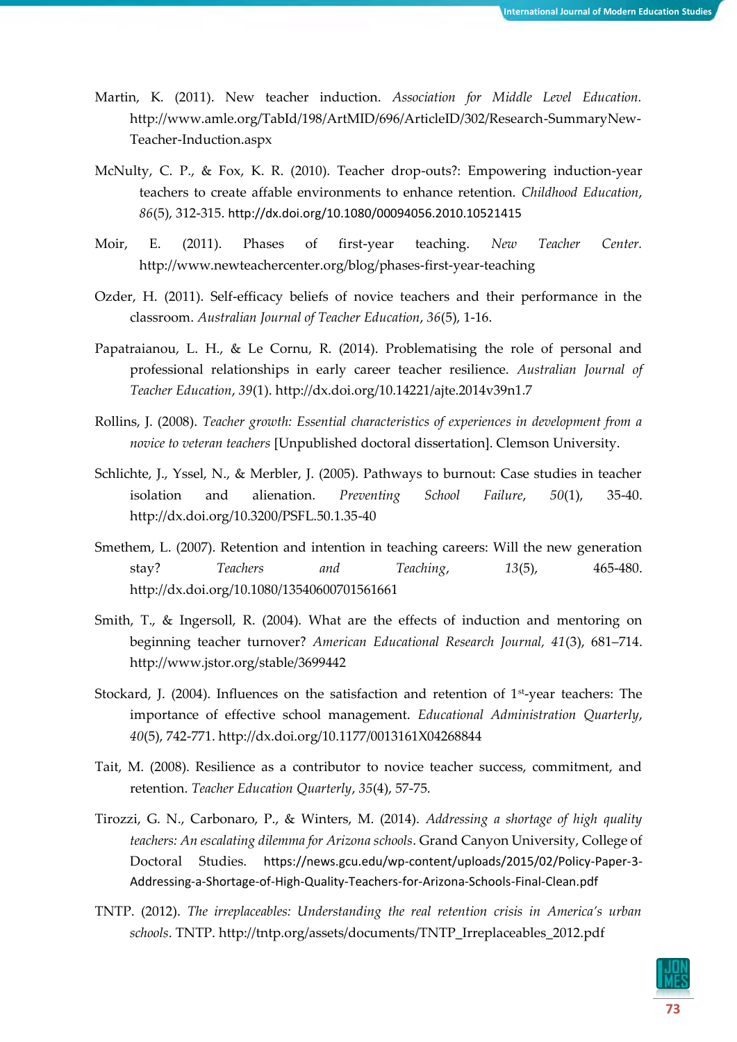Martin, K. (2011). New teacher induction. *Association for Middle Level Education*. http://www.amle.org/TabId/198/ArtMID/696/ArticleID/302/Research-SummaryNew-Teacher-Induction.aspx

McNulty, C. P., & Fox, K. R. (2010). Teacher drop-outs?: Empowering induction-year teachers to create affable environments to enhance retention. *Childhood Education*, *86*(5), 312-315. http://dx.doi.org/10.1080/00094056.2010.10521415

Moir, E. (2011). Phases of first-year teaching. *New Teacher Center*. http://www.newteachercenter.org/blog/phases-first-year-teaching

Ozder, H. (2011). Self-efficacy beliefs of novice teachers and their performance in the classroom. *Australian Journal of Teacher Education*, *36*(5), 1-16.

Papatraianou, L. H., & Le Cornu, R. (2014). Problematising the role of personal and professional relationships in early career teacher resilience. *Australian Journal of Teacher Education*, *39*(1). http://dx.doi.org/10.14221/ajte.2014v39n1.7

Rollins, J. (2008). *Teacher growth: Essential characteristics of experiences in development from a novice to veteran teachers* [Unpublished doctoral dissertation]. Clemson University.

Schlichte, J., Yssel, N., & Merbler, J. (2005). Pathways to burnout: Case studies in teacher isolation and alienation. *Preventing School Failure*, *50*(1), 35-40. http://dx.doi.org/10.3200/PSFL.50.1.35-40

Smethem, L. (2007). Retention and intention in teaching careers: Will the new generation stay? *Teachers and Teaching*, *13*(5), 465-480. http://dx.doi.org/10.1080/13540600701561661

Smith, T., & Ingersoll, R. (2004). What are the effects of induction and mentoring on beginning teacher turnover? *American Educational Research Journal*, *41*(3), 681–714. http://www.jstor.org/stable/3699442

Stockard, J. (2004). Influences on the satisfaction and retention of 1st-year teachers: The importance of effective school management. *Educational Administration Quarterly*, *40*(5), 742-771. http://dx.doi.org/10.1177/0013161X04268844

Tait, M. (2008). Resilience as a contributor to novice teacher success, commitment, and retention. *Teacher Education Quarterly*, *35*(4), 57-75.

Tirozzi, G. N., Carbonaro, P., & Winters, M. (2014). *Addressing a shortage of high quality teachers: An escalating dilemma for Arizona schools*. Grand Canyon University, College of Doctoral Studies. https://news.gcu.edu/wp-content/uploads/2015/02/Policy-Paper-3-Addressing-a-Shortage-of-High-Quality-Teachers-for-Arizona-Schools-Final-Clean.pdf

TNTP. (2012). *The irreplaceables: Understanding the real retention crisis in America's urban schools*. TNTP. http://tntp.org/assets/documents/TNTP_Irreplaceables_2012.pdf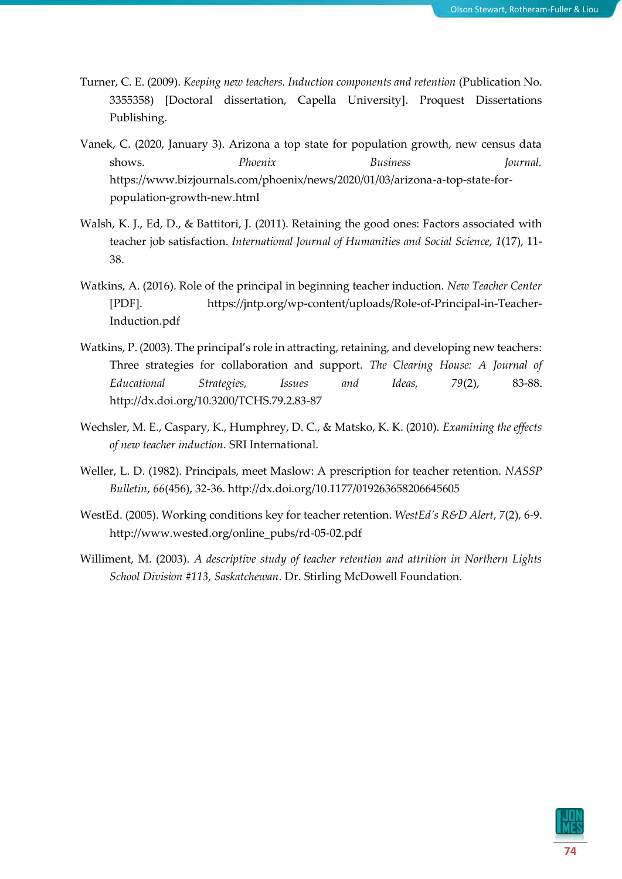Turner, C. E. (2009). *Keeping new teachers. Induction components and retention* (Publication No. 3355358) [Doctoral dissertation, Capella University]. Proquest Dissertations Publishing.

Vanek, C. (2020, January 3). Arizona a top state for population growth, new census data shows. *Phoenix Business Journal*. https://www.bizjournals.com/phoenix/news/2020/01/03/arizona-a-top-state-for-population-growth-new.html

Walsh, K. J., Ed, D., & Battitori, J. (2011). Retaining the good ones: Factors associated with teacher job satisfaction. *International Journal of Humanities and Social Science*, *1*(17), 11-38.

Watkins, A. (2016). Role of the principal in beginning teacher induction. *New Teacher Center* [PDF]. https://jntp.org/wp-content/uploads/Role-of-Principal-in-Teacher-Induction.pdf

Watkins, P. (2003). The principal's role in attracting, retaining, and developing new teachers: Three strategies for collaboration and support. *The Clearing House: A Journal of Educational Strategies, Issues and Ideas*, *79*(2), 83-88. http://dx.doi.org/10.3200/TCHS.79.2.83-87

Wechsler, M. E., Caspary, K., Humphrey, D. C., & Matsko, K. K. (2010). *Examining the effects of new teacher induction*. SRI International.

Weller, L. D. (1982). Principals, meet Maslow: A prescription for teacher retention. *NASSP Bulletin*, *66*(456), 32-36. http://dx.doi.org/10.1177/019263658206645605

WestEd. (2005). Working conditions key for teacher retention. *WestEd's R&D Alert*, *7*(2), 6-9. http://www.wested.org/online_pubs/rd-05-02.pdf

Williment, M. (2003). *A descriptive study of teacher retention and attrition in Northern Lights School Division #113, Saskatchewan*. Dr. Stirling McDowell Foundation.